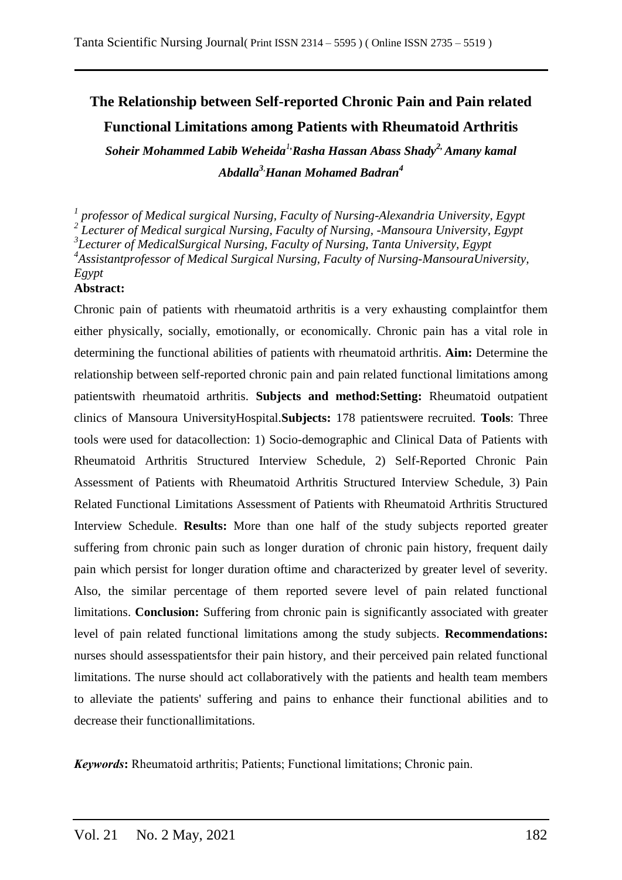# The Relationship between Self-reported Chronic Pain and Pain related Functional Limitations among Patients with Rheumatoid Arthritis

*Soheir Mohammed Labib Weheida[1], Rasha Hassan Abass Shady[2], Amany kamal Abdalla[3], Hanan Mohamed Badran[4]*

*[1] professor of Medical surgical Nursing, Faculty of Nursing-Alexandria University, Egypt*
*[2] Lecturer of Medical surgical Nursing, Faculty of Nursing, -Mansoura University, Egypt*
*[3]Lecturer of MedicalSurgical Nursing, Faculty of Nursing, Tanta University, Egypt*
*[4]Assistantprofessor of Medical Surgical Nursing, Faculty of Nursing-MansouraUniversity, Egypt*

**Abstract:**

Chronic pain of patients with rheumatoid arthritis is a very exhausting complaintfor them either physically, socially, emotionally, or economically. Chronic pain has a vital role in determining the functional abilities of patients with rheumatoid arthritis. **Aim:** Determine the relationship between self-reported chronic pain and pain related functional limitations among patientswith rheumatoid arthritis. **Subjects and method:Setting:** Rheumatoid outpatient clinics of Mansoura UniversityHospital.**Subjects:** 178 patientswere recruited. **Tools**: Three tools were used for datacollection: 1) Socio-demographic and Clinical Data of Patients with Rheumatoid Arthritis Structured Interview Schedule, 2) Self-Reported Chronic Pain Assessment of Patients with Rheumatoid Arthritis Structured Interview Schedule, 3) Pain Related Functional Limitations Assessment of Patients with Rheumatoid Arthritis Structured Interview Schedule. **Results:** More than one half of the study subjects reported greater suffering from chronic pain such as longer duration of chronic pain history, frequent daily pain which persist for longer duration oftime and characterized by greater level of severity. Also, the similar percentage of them reported severe level of pain related functional limitations. **Conclusion:** Suffering from chronic pain is significantly associated with greater level of pain related functional limitations among the study subjects. **Recommendations:** nurses should assesspatientsfor their pain history, and their perceived pain related functional limitations. The nurse should act collaboratively with the patients and health team members to alleviate the patients' suffering and pains to enhance their functional abilities and to decrease their functionallimitations.

***Keywords*:** Rheumatoid arthritis; Patients; Functional limitations; Chronic pain.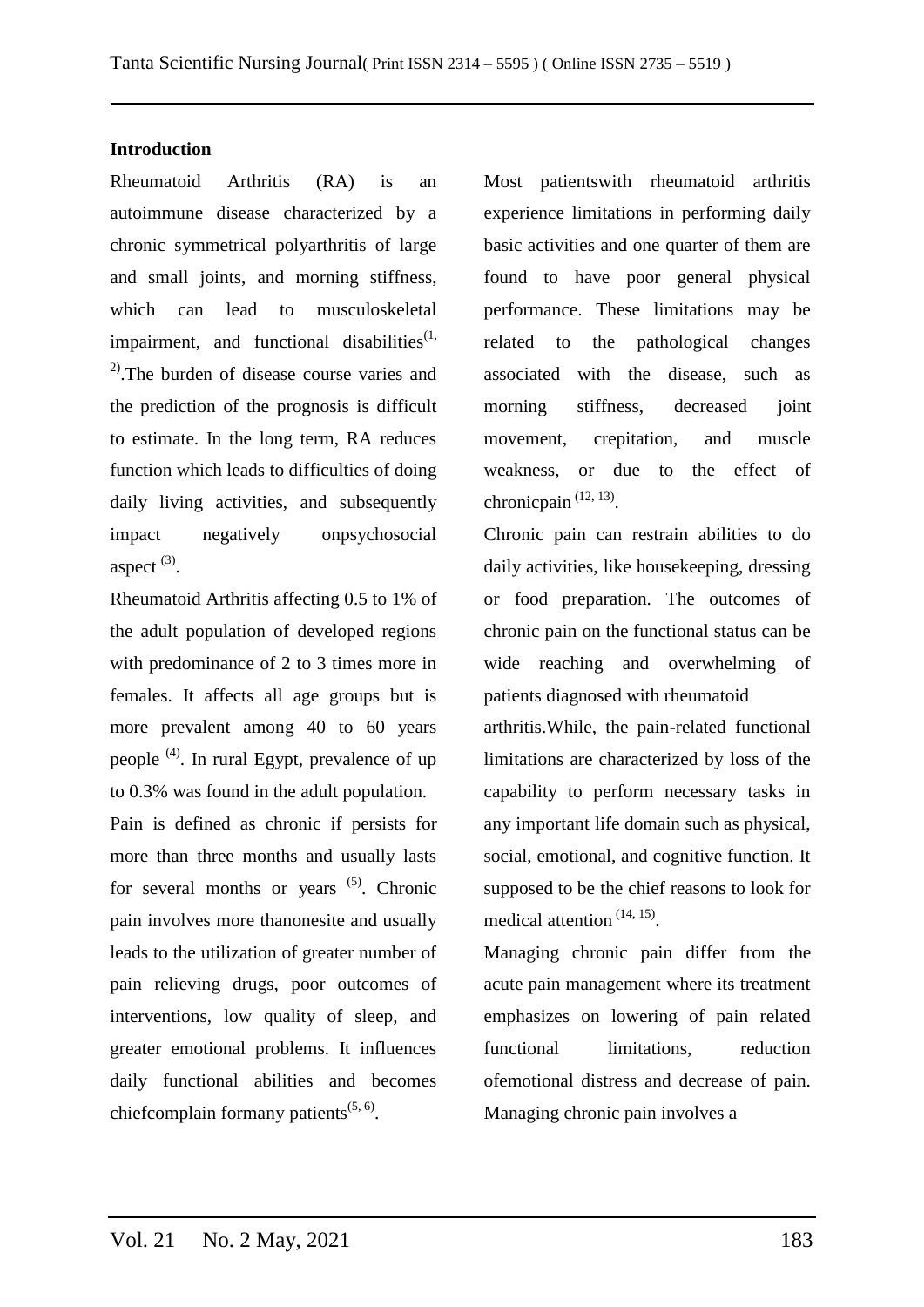**Introduction**

Rheumatoid Arthritis (RA) is an autoimmune disease characterized by a chronic symmetrical polyarthritis of large and small joints, and morning stiffness, which can lead to musculoskeletal impairment, and functional disabilities[1, 2].The burden of disease course varies and the prediction of the prognosis is difficult to estimate. In the long term, RA reduces function which leads to difficulties of doing daily living activities, and subsequently impact negatively onpsychosocial aspect [3].

Rheumatoid Arthritis affecting 0.5 to 1% of the adult population of developed regions with predominance of 2 to 3 times more in females. It affects all age groups but is more prevalent among 40 to 60 years people [4]. In rural Egypt, prevalence of up to 0.3% was found in the adult population.

Pain is defined as chronic if persists for more than three months and usually lasts for several months or years [5]. Chronic pain involves more thanonesite and usually leads to the utilization of greater number of pain relieving drugs, poor outcomes of interventions, low quality of sleep, and greater emotional problems. It influences daily functional abilities and becomes chiefcomplain formany patients[5, 6].

Most patientswith rheumatoid arthritis experience limitations in performing daily basic activities and one quarter of them are found to have poor general physical performance. These limitations may be related to the pathological changes associated with the disease, such as morning stiffness, decreased joint movement, crepitation, and muscle weakness, or due to the effect of chronicpain [12, 13].

Chronic pain can restrain abilities to do daily activities, like housekeeping, dressing or food preparation. The outcomes of chronic pain on the functional status can be wide reaching and overwhelming of patients diagnosed with rheumatoid arthritis.While, the pain-related functional limitations are characterized by loss of the capability to perform necessary tasks in any important life domain such as physical, social, emotional, and cognitive function. It supposed to be the chief reasons to look for medical attention [14, 15].

Managing chronic pain differ from the acute pain management where its treatment emphasizes on lowering of pain related functional limitations, reduction ofemotional distress and decrease of pain. Managing chronic pain involves a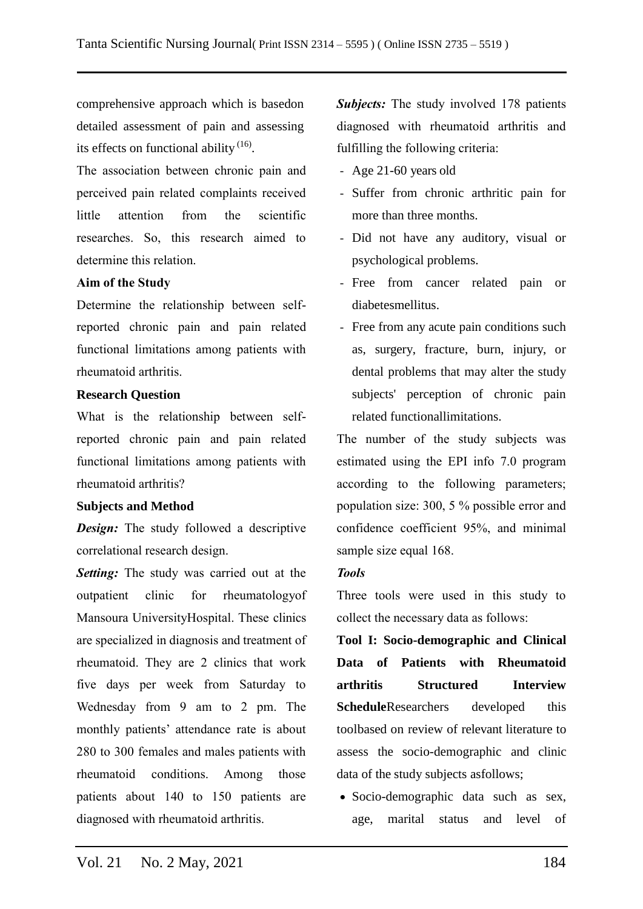comprehensive approach which is basedon detailed assessment of pain and assessing its effects on functional ability [16].

The association between chronic pain and perceived pain related complaints received little attention from the scientific researches. So, this research aimed to determine this relation.

**Aim of the Study**

Determine the relationship between self-reported chronic pain and pain related functional limitations among patients with rheumatoid arthritis.

**Research Question**

What is the relationship between self-reported chronic pain and pain related functional limitations among patients with rheumatoid arthritis?

**Subjects and Method**

***Design:*** The study followed a descriptive correlational research design.

***Setting:*** The study was carried out at the outpatient clinic for rheumatologyof Mansoura UniversityHospital. These clinics are specialized in diagnosis and treatment of rheumatoid. They are 2 clinics that work five days per week from Saturday to Wednesday from 9 am to 2 pm. The monthly patients' attendance rate is about 280 to 300 females and males patients with rheumatoid conditions. Among those patients about 140 to 150 patients are diagnosed with rheumatoid arthritis.

***Subjects:*** The study involved 178 patients diagnosed with rheumatoid arthritis and fulfilling the following criteria:

- Age 21-60 years old
- Suffer from chronic arthritic pain for more than three months.
- Did not have any auditory, visual or psychological problems.
- Free from cancer related pain or diabetesmellitus.
- Free from any acute pain conditions such as, surgery, fracture, burn, injury, or dental problems that may alter the study subjects' perception of chronic pain related functionallimitations.

The number of the study subjects was estimated using the EPI info 7.0 program according to the following parameters; population size: 300, 5 % possible error and confidence coefficient 95%, and minimal sample size equal 168.

***Tools***

Three tools were used in this study to collect the necessary data as follows:

**Tool I: Socio-demographic and Clinical Data of Patients with Rheumatoid arthritis Structured Interview Schedule**Researchers developed this toolbased on review of relevant literature to assess the socio-demographic and clinic data of the study subjects asfollows;

- Socio-demographic data such as sex, age, marital status and level of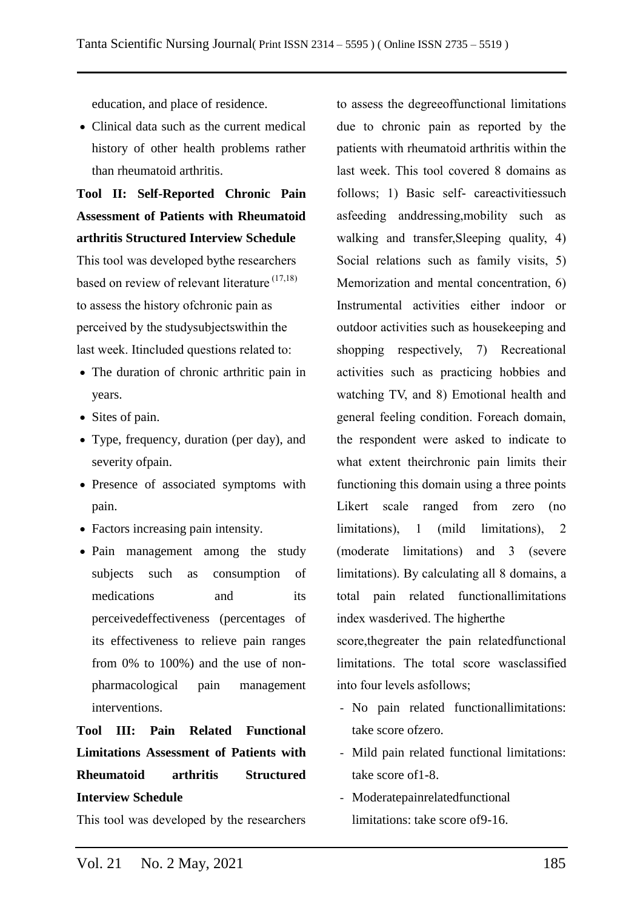education, and place of residence.

- Clinical data such as the current medical history of other health problems rather than rheumatoid arthritis.

**Tool II: Self-Reported Chronic Pain Assessment of Patients with Rheumatoid arthritis Structured Interview Schedule**

This tool was developed bythe researchers based on review of relevant literature [17,18] to assess the history ofchronic pain as perceived by the studysubjectswithin the last week. Itincluded questions related to:

- The duration of chronic arthritic pain in years.
- Sites of pain.
- Type, frequency, duration (per day), and severity ofpain.
- Presence of associated symptoms with pain.
- Factors increasing pain intensity.
- Pain management among the study subjects such as consumption of medications and its perceivedeffectiveness (percentages of its effectiveness to relieve pain ranges from 0% to 100%) and the use of non-pharmacological pain management interventions.

**Tool III: Pain Related Functional Limitations Assessment of Patients with Rheumatoid arthritis Structured Interview Schedule**

This tool was developed by the researchers to assess the degreeoffunctional limitations due to chronic pain as reported by the patients with rheumatoid arthritis within the last week. This tool covered 8 domains as follows; 1) Basic self- careactivitiessuch asfeeding anddressing,mobility such as walking and transfer,Sleeping quality, 4) Social relations such as family visits, 5) Memorization and mental concentration, 6) Instrumental activities either indoor or outdoor activities such as housekeeping and shopping respectively, 7) Recreational activities such as practicing hobbies and watching TV, and 8) Emotional health and general feeling condition. Foreach domain, the respondent were asked to indicate to what extent theirchronic pain limits their functioning this domain using a three points Likert scale ranged from zero (no limitations), 1 (mild limitations), 2 (moderate limitations) and 3 (severe limitations). By calculating all 8 domains, a total pain related functionallimitations index wasderived. The higherthe score,thegreater the pain relatedfunctional limitations. The total score wasclassified into four levels asfollows;

- No pain related functionallimitations: take score ofzero.
- Mild pain related functional limitations: take score of1-8.
- Moderatepainrelatedfunctional limitations: take score of9-16.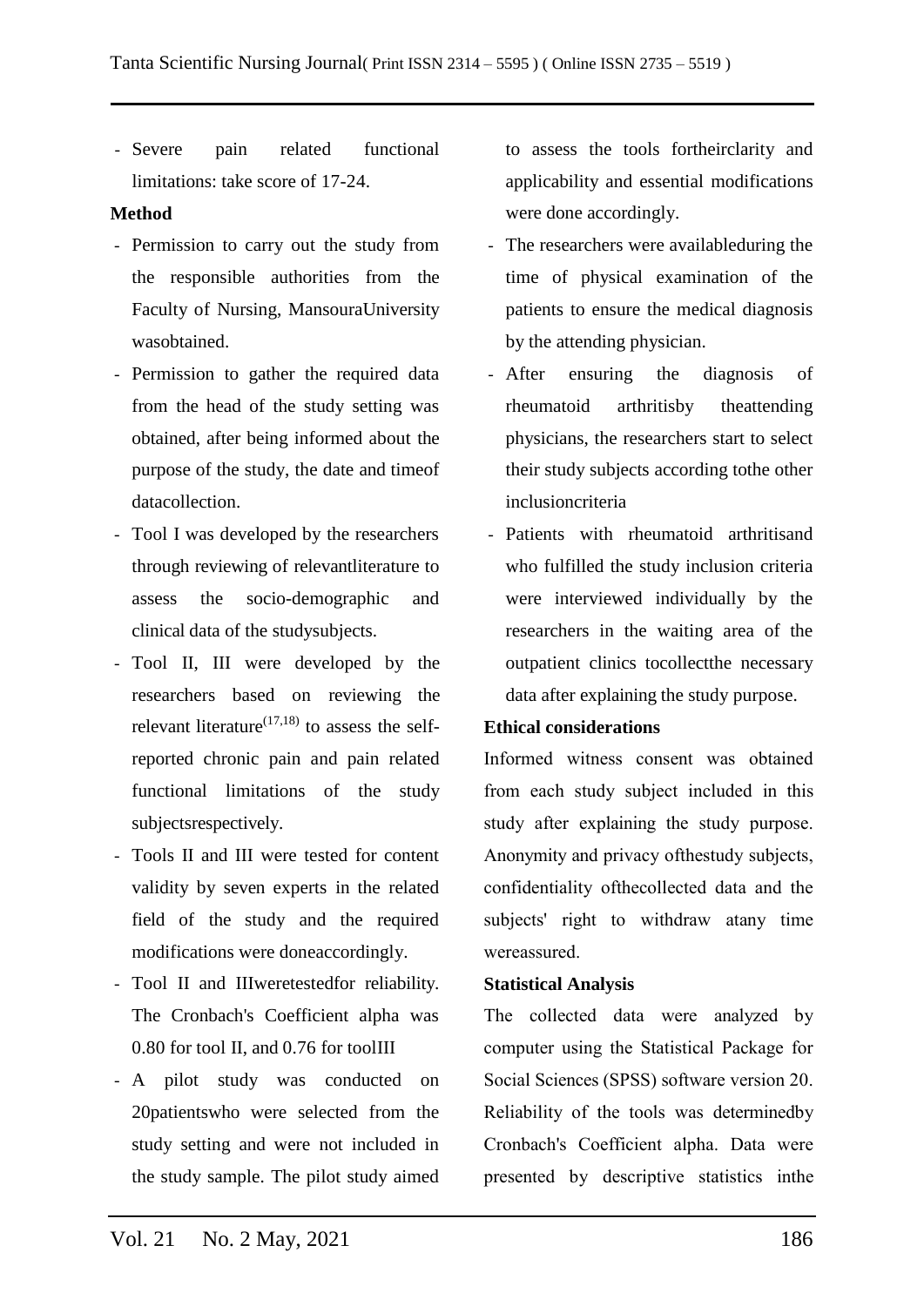- Severe pain related functional limitations: take score of 17-24.

**Method**

- Permission to carry out the study from the responsible authorities from the Faculty of Nursing, MansouraUniversity wasobtained.
- Permission to gather the required data from the head of the study setting was obtained, after being informed about the purpose of the study, the date and timeof datacollection.
- Tool I was developed by the researchers through reviewing of relevantliterature to assess the socio-demographic and clinical data of the studysubjects.
- Tool II, III were developed by the researchers based on reviewing the relevant literature[17,18] to assess the self-reported chronic pain and pain related functional limitations of the study subjectsrespectively.
- Tools II and III were tested for content validity by seven experts in the related field of the study and the required modifications were doneaccordingly.
- Tool II and IIIweretestedfor reliability. The Cronbach's Coefficient alpha was 0.80 for tool II, and 0.76 for toolIII
- A pilot study was conducted on 20patientswho were selected from the study setting and were not included in the study sample. The pilot study aimed to assess the tools fortheirclarity and applicability and essential modifications were done accordingly.
- The researchers were availableduring the time of physical examination of the patients to ensure the medical diagnosis by the attending physician.
- After ensuring the diagnosis of rheumatoid arthritisby theattending physicians, the researchers start to select their study subjects according tothe other inclusioncriteria
- Patients with rheumatoid arthritisand who fulfilled the study inclusion criteria were interviewed individually by the researchers in the waiting area of the outpatient clinics tocollectthe necessary data after explaining the study purpose.

**Ethical considerations**

Informed witness consent was obtained from each study subject included in this study after explaining the study purpose. Anonymity and privacy ofthestudy subjects, confidentiality ofthecollected data and the subjects' right to withdraw atany time wereassured.

**Statistical Analysis**

The collected data were analyzed by computer using the Statistical Package for Social Sciences (SPSS) software version 20. Reliability of the tools was determinedby Cronbach's Coefficient alpha. Data were presented by descriptive statistics inthe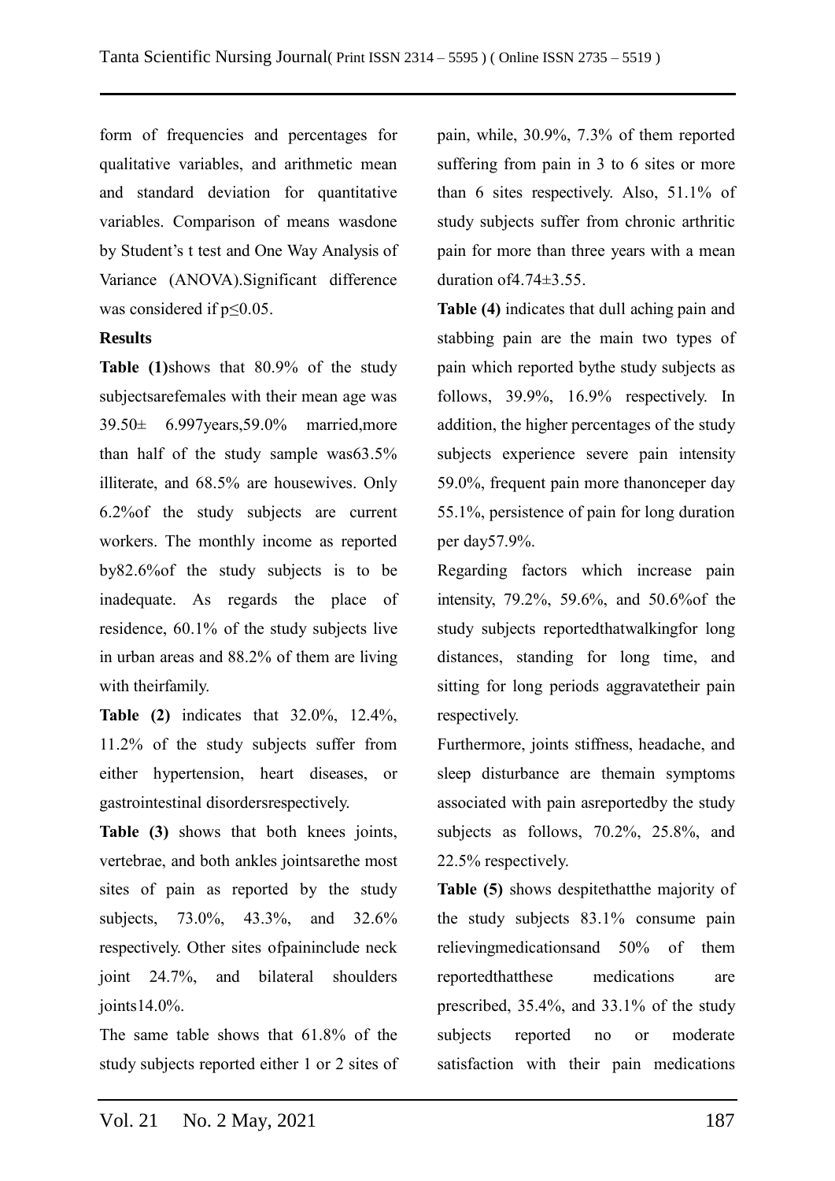form of frequencies and percentages for qualitative variables, and arithmetic mean and standard deviation for quantitative variables. Comparison of means wasdone by Student's t test and One Way Analysis of Variance (ANOVA).Significant difference was considered if $p \leq 0.05$.

**Results**

**Table (1)**shows that 80.9% of the study subjectsarefemales with their mean age was 39.50± 6.997years,59.0% married,more than half of the study sample was63.5% illiterate, and 68.5% are housewives. Only 6.2%of the study subjects are current workers. The monthly income as reported by82.6%of the study subjects is to be inadequate. As regards the place of residence, 60.1% of the study subjects live in urban areas and 88.2% of them are living with theirfamily.

**Table (2)** indicates that 32.0%, 12.4%, 11.2% of the study subjects suffer from either hypertension, heart diseases, or gastrointestinal disordersrespectively.

**Table (3)** shows that both knees joints, vertebrae, and both ankles jointsarethe most sites of pain as reported by the study subjects, 73.0%, 43.3%, and 32.6% respectively. Other sites ofpaininclude neck joint 24.7%, and bilateral shoulders joints14.0%.

The same table shows that 61.8% of the study subjects reported either 1 or 2 sites of pain, while, 30.9%, 7.3% of them reported suffering from pain in 3 to 6 sites or more than 6 sites respectively. Also, 51.1% of study subjects suffer from chronic arthritic pain for more than three years with a mean duration of4.74±3.55.

**Table (4)** indicates that dull aching pain and stabbing pain are the main two types of pain which reported bythe study subjects as follows, 39.9%, 16.9% respectively. In addition, the higher percentages of the study subjects experience severe pain intensity 59.0%, frequent pain more thanonceper day 55.1%, persistence of pain for long duration per day57.9%.

Regarding factors which increase pain intensity, 79.2%, 59.6%, and 50.6%of the study subjects reportedthatwalkingfor long distances, standing for long time, and sitting for long periods aggravatetheir pain respectively.

Furthermore, joints stiffness, headache, and sleep disturbance are themain symptoms associated with pain asreportedby the study subjects as follows, 70.2%, 25.8%, and 22.5% respectively.

**Table (5)** shows despitethatthe majority of the study subjects 83.1% consume pain relievingmedicationsand 50% of them reportedthatthese medications are prescribed, 35.4%, and 33.1% of the study subjects reported no or moderate satisfaction with their pain medications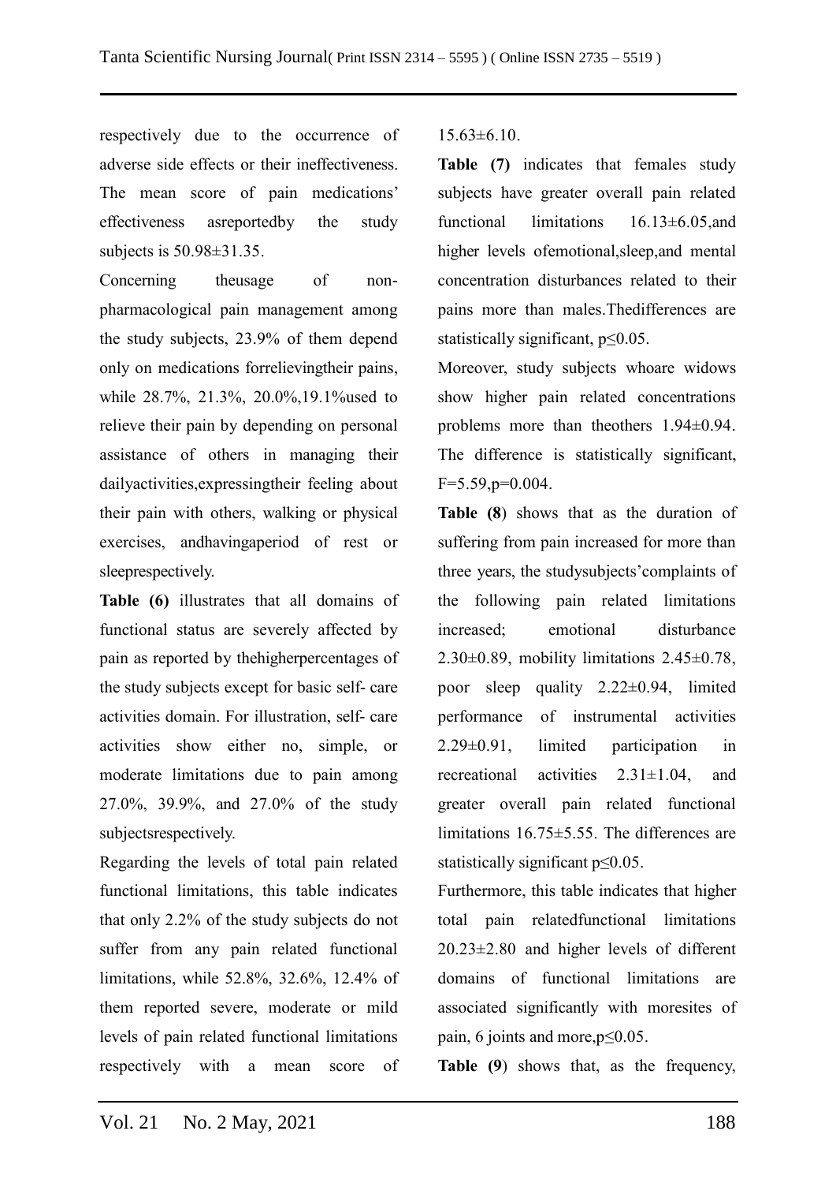respectively due to the occurrence of adverse side effects or their ineffectiveness. The mean score of pain medications' effectiveness asreportedby the study subjects is 50.98±31.35.

Concerning theusage of non-pharmacological pain management among the study subjects, 23.9% of them depend only on medications forrelievingtheir pains, while 28.7%, 21.3%, 20.0%,19.1%used to relieve their pain by depending on personal assistance of others in managing their dailyactivities,expressingtheir feeling about their pain with others, walking or physical exercises, andhavingaperiod of rest or sleeprespectively.

**Table (6)** illustrates that all domains of functional status are severely affected by pain as reported by thehigherpercentages of the study subjects except for basic self- care activities domain. For illustration, self- care activities show either no, simple, or moderate limitations due to pain among 27.0%, 39.9%, and 27.0% of the study subjectsrespectively.

Regarding the levels of total pain related functional limitations, this table indicates that only 2.2% of the study subjects do not suffer from any pain related functional limitations, while 52.8%, 32.6%, 12.4% of them reported severe, moderate or mild levels of pain related functional limitations respectively with a mean score of 15.63±6.10.

**Table (7)** indicates that females study subjects have greater overall pain related functional limitations 16.13±6.05,and higher levels ofemotional,sleep,and mental concentration disturbances related to their pains more than males.Thedifferences are statistically significant, $p \leq 0.05$.

Moreover, study subjects whoare widows show higher pain related concentrations problems more than theothers 1.94±0.94. The difference is statistically significant, $F=5.59, p=0.004$.

**Table (8)** shows that as the duration of suffering from pain increased for more than three years, the studysubjects'complaints of the following pain related limitations increased; emotional disturbance 2.30±0.89, mobility limitations 2.45±0.78, poor sleep quality 2.22±0.94, limited performance of instrumental activities 2.29±0.91, limited participation in recreational activities 2.31±1.04, and greater overall pain related functional limitations 16.75±5.55. The differences are statistically significant $p \leq 0.05$.

Furthermore, this table indicates that higher total pain relatedfunctional limitations 20.23±2.80 and higher levels of different domains of functional limitations are associated significantly with moresites of pain, 6 joints and more,$p \leq 0.05$.

**Table (9)** shows that, as the frequency,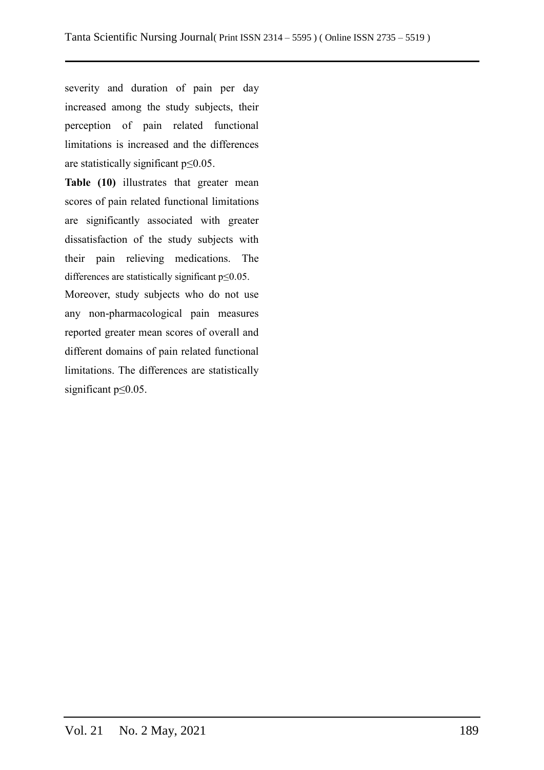severity and duration of pain per day increased among the study subjects, their perception of pain related functional limitations is increased and the differences are statistically significant $p \leq 0.05$.

**Table (10)** illustrates that greater mean scores of pain related functional limitations are significantly associated with greater dissatisfaction of the study subjects with their pain relieving medications. The differences are statistically significant $p \leq 0.05$.

Moreover, study subjects who do not use any non-pharmacological pain measures reported greater mean scores of overall and different domains of pain related functional limitations. The differences are statistically significant $p \leq 0.05$.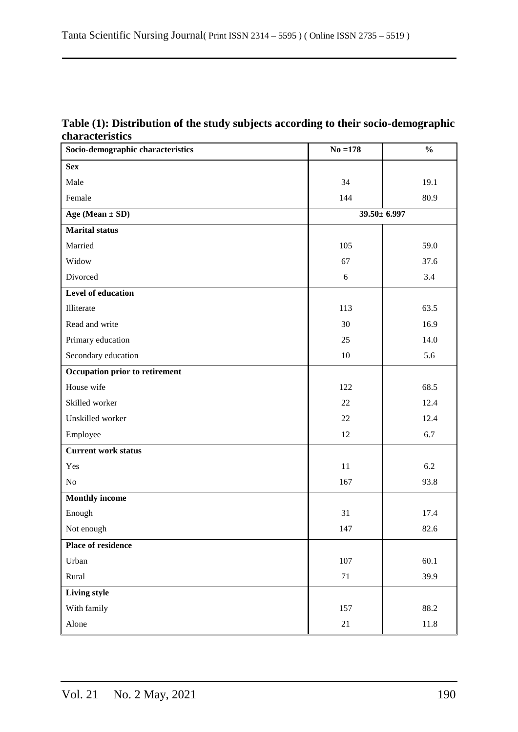**Table (1): Distribution of the study subjects according to their socio-demographic characteristics**

| Socio-demographic characteristics | No =178 | % |
|---|---|---|
| **Sex** | | |
| Male | 34 | 19.1 |
| Female | 144 | 80.9 |
| **Age (Mean ± SD)** | 39.50± 6.997 | |
| **Marital status** | | |
| Married | 105 | 59.0 |
| Widow | 67 | 37.6 |
| Divorced | 6 | 3.4 |
| **Level of education** | | |
| Illiterate | 113 | 63.5 |
| Read and write | 30 | 16.9 |
| Primary education | 25 | 14.0 |
| Secondary education | 10 | 5.6 |
| **Occupation prior to retirement** | | |
| House wife | 122 | 68.5 |
| Skilled worker | 22 | 12.4 |
| Unskilled worker | 22 | 12.4 |
| Employee | 12 | 6.7 |
| **Current work status** | | |
| Yes | 11 | 6.2 |
| No | 167 | 93.8 |
| **Monthly income** | | |
| Enough | 31 | 17.4 |
| Not enough | 147 | 82.6 |
| **Place of residence** | | |
| Urban | 107 | 60.1 |
| Rural | 71 | 39.9 |
| **Living style** | | |
| With family | 157 | 88.2 |
| Alone | 21 | 11.8 |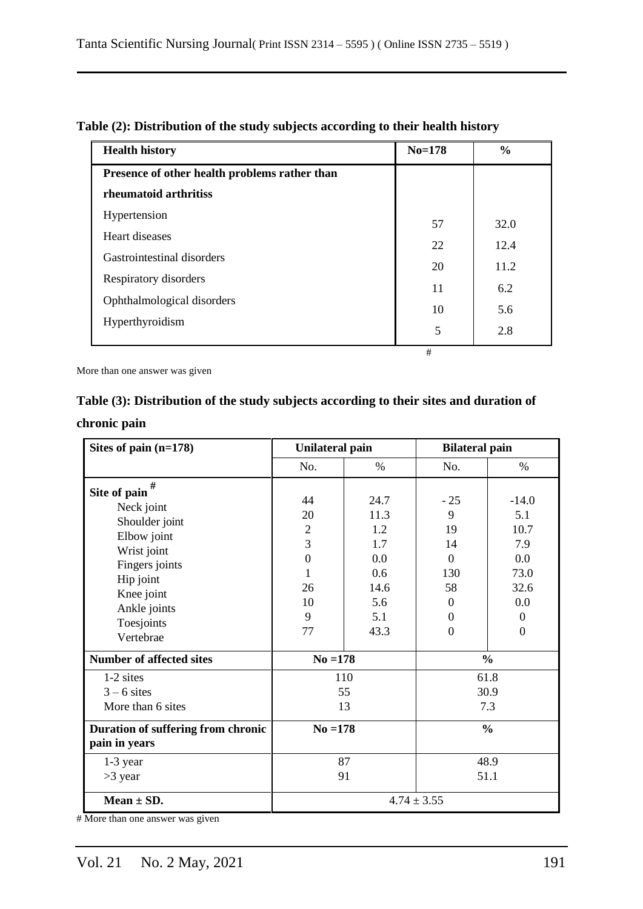**Table (2): Distribution of the study subjects according to their health history**

| Health history | No=178 | % |
|---|---|---|
| **Presence of other health problems rather than rheumatoid arthritiss** | | |
| Hypertension | 57 | 32.0 |
| Heart diseases | 22 | 12.4 |
| Gastrointestinal disorders | 20 | 11.2 |
| Respiratory disorders | 11 | 6.2 |
| Ophthalmological disorders | 10 | 5.6 |
| Hyperthyroidism | 5 | 2.8 |

#

More than one answer was given

**Table (3): Distribution of the study subjects according to their sites and duration of chronic pain**

| Sites of pain (n=178) | Unilateral pain | | Bilateral pain | |
|---|---|---|---|---|
| | No. | % | No. | % |
| **Site of pain** # | | | | |
| Neck joint | 44 | 24.7 | - 25 | -14.0 |
| Shoulder joint | 20 | 11.3 | 9 | 5.1 |
| Elbow joint | 2 | 1.2 | 19 | 10.7 |
| Wrist joint | 3 | 1.7 | 14 | 7.9 |
| Fingers joints | 0 | 0.0 | 0 | 0.0 |
| Hip joint | 1 | 0.6 | 130 | 73.0 |
| Knee joint | 26 | 14.6 | 58 | 32.6 |
| Ankle joints | 10 | 5.6 | 0 | 0.0 |
| Toesjoints | 9 | 5.1 | 0 | 0 |
| Vertebrae | 77 | 43.3 | 0 | 0 |
| **Number of affected sites** | **No =178** | | **%** | |
| 1-2 sites | 110 | | 61.8 | |
| 3 – 6 sites | 55 | | 30.9 | |
| More than 6 sites | 13 | | 7.3 | |
| **Duration of suffering from chronic pain in years** | **No =178** | | **%** | |
| 1-3 year | 87 | | 48.9 | |
| >3 year | 91 | | 51.1 | |
| **Mean ± SD.** | 4.74 ± 3.55 | | | |

# More than one answer was given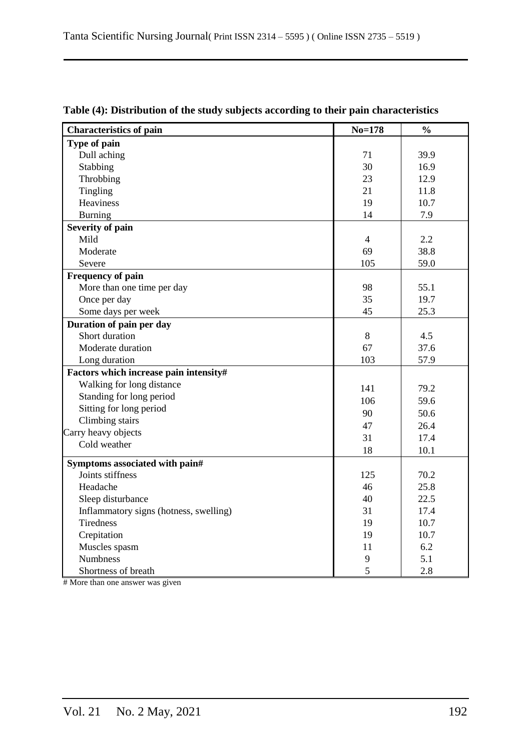**Table (4): Distribution of the study subjects according to their pain characteristics**

| Characteristics of pain | No=178 | % |
|---|---|---|
| **Type of pain** | | |
| Dull aching | 71 | 39.9 |
| Stabbing | 30 | 16.9 |
| Throbbing | 23 | 12.9 |
| Tingling | 21 | 11.8 |
| Heaviness | 19 | 10.7 |
| Burning | 14 | 7.9 |
| **Severity of pain** | | |
| Mild | 4 | 2.2 |
| Moderate | 69 | 38.8 |
| Severe | 105 | 59.0 |
| **Frequency of pain** | | |
| More than one time per day | 98 | 55.1 |
| Once per day | 35 | 19.7 |
| Some days per week | 45 | 25.3 |
| **Duration of pain per day** | | |
| Short duration | 8 | 4.5 |
| Moderate duration | 67 | 37.6 |
| Long duration | 103 | 57.9 |
| **Factors which increase pain intensity#** | | |
| Walking for long distance | 141 | 79.2 |
| Standing for long period | 106 | 59.6 |
| Sitting for long period | 90 | 50.6 |
| Climbing stairs | 47 | 26.4 |
| Carry heavy objects | 31 | 17.4 |
| Cold weather | 18 | 10.1 |
| **Symptoms associated with pain#** | | |
| Joints stiffness | 125 | 70.2 |
| Headache | 46 | 25.8 |
| Sleep disturbance | 40 | 22.5 |
| Inflammatory signs (hotness, swelling) | 31 | 17.4 |
| Tiredness | 19 | 10.7 |
| Crepitation | 19 | 10.7 |
| Muscles spasm | 11 | 6.2 |
| Numbness | 9 | 5.1 |
| Shortness of breath | 5 | 2.8 |

# More than one answer was given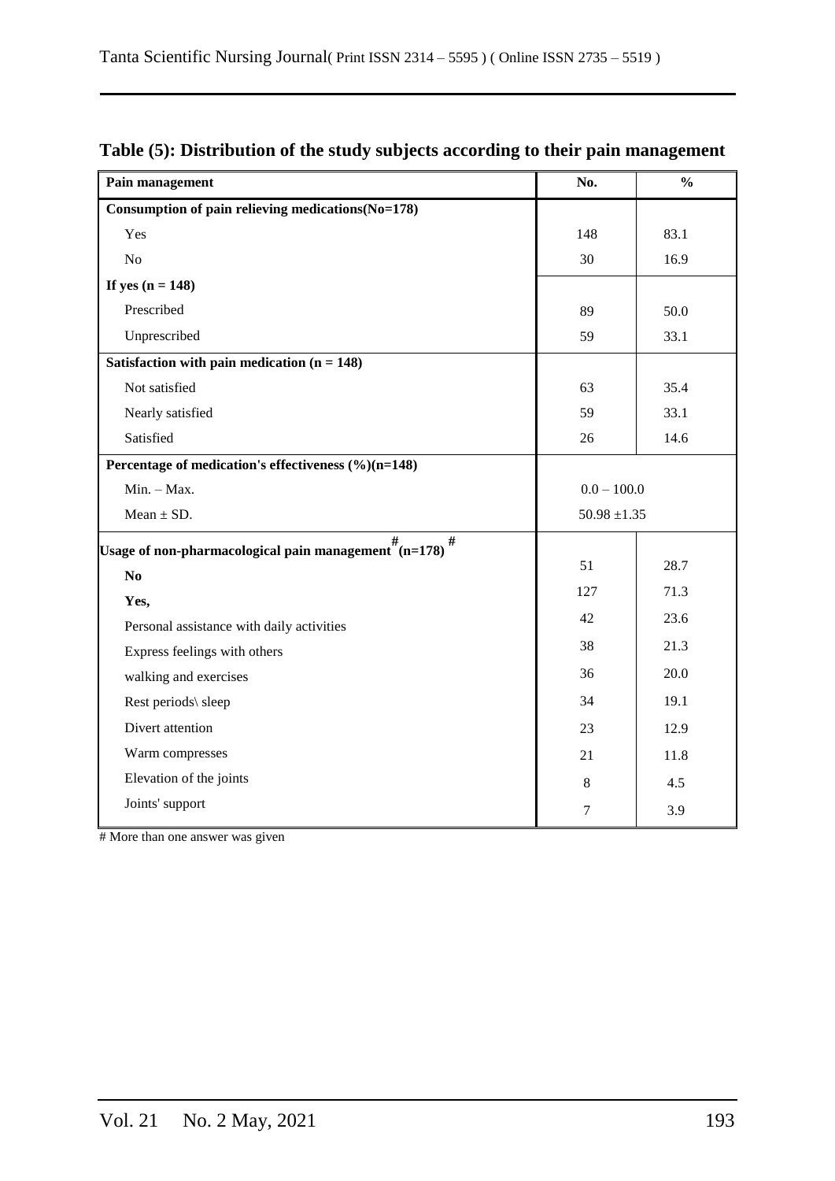**Table (5): Distribution of the study subjects according to their pain management**

| Pain management | No. | % |
|---|---|---|
| **Consumption of pain relieving medications(No=178)** | | |
| Yes | 148 | 83.1 |
| No | 30 | 16.9 |
| **If yes (n = 148)** | | |
| Prescribed | 89 | 50.0 |
| Unprescribed | 59 | 33.1 |
| **Satisfaction with pain medication (n = 148)** | | |
| Not satisfied | 63 | 35.4 |
| Nearly satisfied | 59 | 33.1 |
| Satisfied | 26 | 14.6 |
| **Percentage of medication's effectiveness (%)(n=148)** | | |
| Min. – Max. | 0.0 – 100.0 | |
| Mean ± SD. | 50.98 ±1.35 | |
| **Usage of non-pharmacological pain management # (n=178) #** | | |
| **No** | 51 | 28.7 |
| **Yes,** | 127 | 71.3 |
| Personal assistance with daily activities | 42 | 23.6 |
| Express feelings with others | 38 | 21.3 |
| walking and exercises | 36 | 20.0 |
| Rest periods\ sleep | 34 | 19.1 |
| Divert attention | 23 | 12.9 |
| Warm compresses | 21 | 11.8 |
| Elevation of the joints | 8 | 4.5 |
| Joints' support | 7 | 3.9 |

# More than one answer was given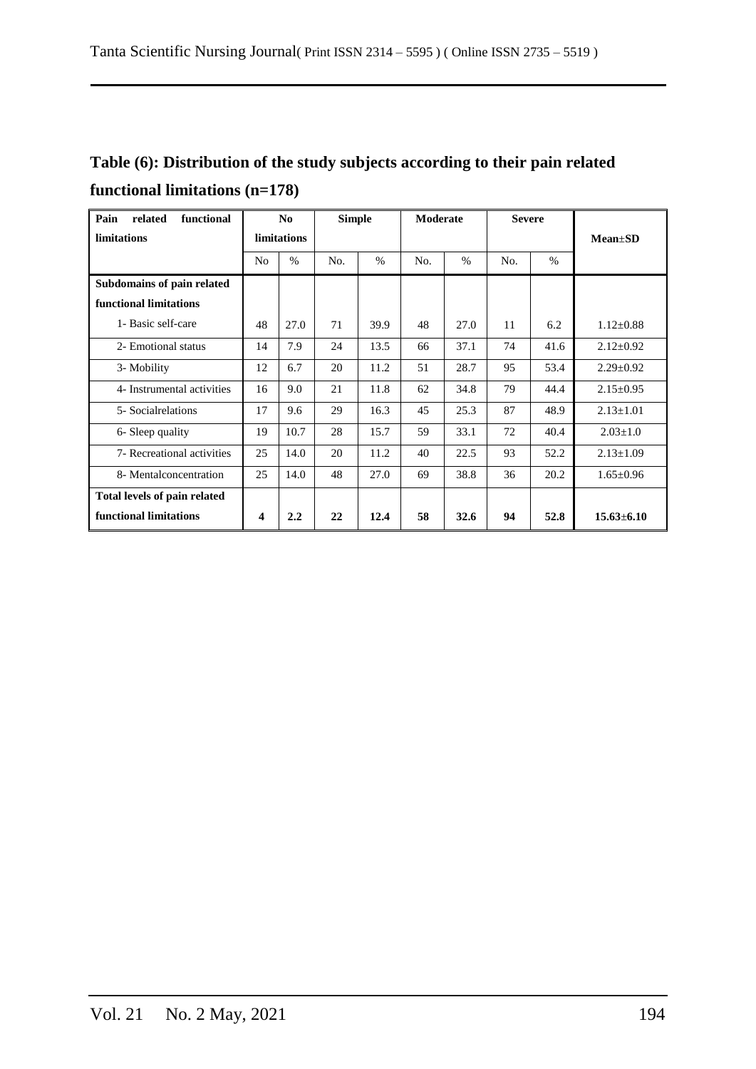**Table (6): Distribution of the study subjects according to their pain related functional limitations (n=178)**

| Pain related functional limitations | No limitations | | Simple | | Moderate | | Severe | | Mean±SD |
|---|---|---|---|---|---|---|---|---|---|
| | No | % | No. | % | No. | % | No. | % | |
| **Subdomains of pain related functional limitations** | | | | | | | | | |
| 1- Basic self-care | 48 | 27.0 | 71 | 39.9 | 48 | 27.0 | 11 | 6.2 | 1.12±0.88 |
| 2- Emotional status | 14 | 7.9 | 24 | 13.5 | 66 | 37.1 | 74 | 41.6 | 2.12±0.92 |
| 3- Mobility | 12 | 6.7 | 20 | 11.2 | 51 | 28.7 | 95 | 53.4 | 2.29±0.92 |
| 4- Instrumental activities | 16 | 9.0 | 21 | 11.8 | 62 | 34.8 | 79 | 44.4 | 2.15±0.95 |
| 5- Socialrelations | 17 | 9.6 | 29 | 16.3 | 45 | 25.3 | 87 | 48.9 | 2.13±1.01 |
| 6- Sleep quality | 19 | 10.7 | 28 | 15.7 | 59 | 33.1 | 72 | 40.4 | 2.03±1.0 |
| 7- Recreational activities | 25 | 14.0 | 20 | 11.2 | 40 | 22.5 | 93 | 52.2 | 2.13±1.09 |
| 8- Mentalconcentration | 25 | 14.0 | 48 | 27.0 | 69 | 38.8 | 36 | 20.2 | 1.65±0.96 |
| **Total levels of pain related functional limitations** | **4** | **2.2** | **22** | **12.4** | **58** | **32.6** | **94** | **52.8** | **15.63±6.10** |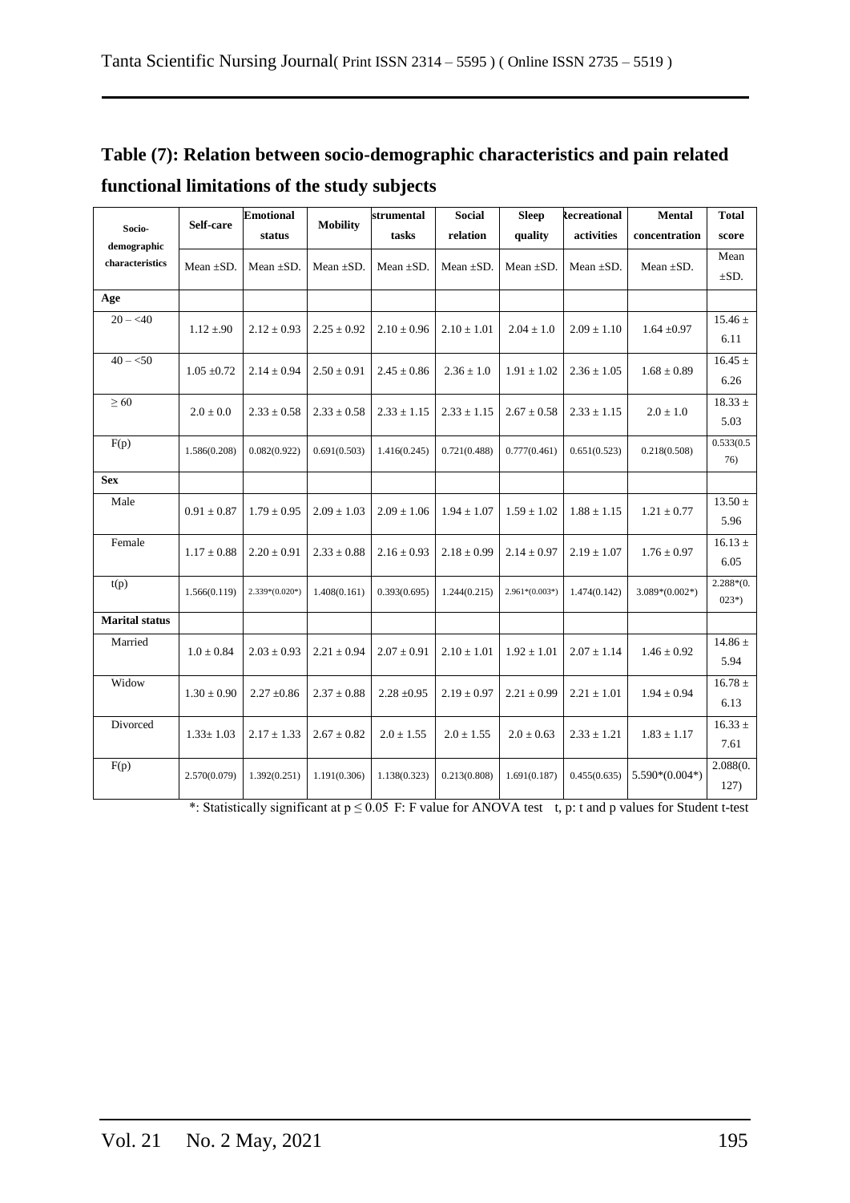## Table (7): Relation between socio-demographic characteristics and pain related functional limitations of the study subjects

| Socio-demographic characteristics | Self-care | Emotional status | Mobility | Instrumental tasks | Social relation | Sleep quality | Recreational activities | Mental concentration | Total score |
|---|---|---|---|---|---|---|---|---|---|
| | Mean ±SD. | Mean ±SD. | Mean ±SD. | Mean ±SD. | Mean ±SD. | Mean ±SD. | Mean ±SD. | Mean ±SD. | Mean ±SD. |
| **Age** | | | | | | | | | |
| 20 – <40 | 1.12 ±.90 | 2.12 ± 0.93 | 2.25 ± 0.92 | 2.10 ± 0.96 | 2.10 ± 1.01 | 2.04 ± 1.0 | 2.09 ± 1.10 | 1.64 ±0.97 | 15.46 ± 6.11 |
| 40 – <50 | 1.05 ±0.72 | 2.14 ± 0.94 | 2.50 ± 0.91 | 2.45 ± 0.86 | 2.36 ± 1.0 | 1.91 ± 1.02 | 2.36 ± 1.05 | 1.68 ± 0.89 | 16.45 ± 6.26 |
| ≥ 60 | 2.0 ± 0.0 | 2.33 ± 0.58 | 2.33 ± 0.58 | 2.33 ± 1.15 | 2.33 ± 1.15 | 2.67 ± 0.58 | 2.33 ± 1.15 | 2.0 ± 1.0 | 18.33 ± 5.03 |
| F(p) | 1.586(0.208) | 0.082(0.922) | 0.691(0.503) | 1.416(0.245) | 0.721(0.488) | 0.777(0.461) | 0.651(0.523) | 0.218(0.508) | 0.533(0.576) |
| **Sex** | | | | | | | | | |
| Male | 0.91 ± 0.87 | 1.79 ± 0.95 | 2.09 ± 1.03 | 2.09 ± 1.06 | 1.94 ± 1.07 | 1.59 ± 1.02 | 1.88 ± 1.15 | 1.21 ± 0.77 | 13.50 ± 5.96 |
| Female | 1.17 ± 0.88 | 2.20 ± 0.91 | 2.33 ± 0.88 | 2.16 ± 0.93 | 2.18 ± 0.99 | 2.14 ± 0.97 | 2.19 ± 1.07 | 1.76 ± 0.97 | 16.13 ± 6.05 |
| t(p) | 1.566(0.119) | 2.339*(0.020*) | 1.408(0.161) | 0.393(0.695) | 1.244(0.215) | 2.961*(0.003*) | 1.474(0.142) | 3.089*(0.002*) | 2.288*(0.023*) |
| **Marital status** | | | | | | | | | |
| Married | 1.0 ± 0.84 | 2.03 ± 0.93 | 2.21 ± 0.94 | 2.07 ± 0.91 | 2.10 ± 1.01 | 1.92 ± 1.01 | 2.07 ± 1.14 | 1.46 ± 0.92 | 14.86 ± 5.94 |
| Widow | 1.30 ± 0.90 | 2.27 ±0.86 | 2.37 ± 0.88 | 2.28 ±0.95 | 2.19 ± 0.97 | 2.21 ± 0.99 | 2.21 ± 1.01 | 1.94 ± 0.94 | 16.78 ± 6.13 |
| Divorced | 1.33± 1.03 | 2.17 ± 1.33 | 2.67 ± 0.82 | 2.0 ± 1.55 | 2.0 ± 1.55 | 2.0 ± 0.63 | 2.33 ± 1.21 | 1.83 ± 1.17 | 16.33 ± 7.61 |
| F(p) | 2.570(0.079) | 1.392(0.251) | 1.191(0.306) | 1.138(0.323) | 0.213(0.808) | 1.691(0.187) | 0.455(0.635) | 5.590*(0.004*) | 2.088(0.127) |

*: Statistically significant at $p \leq 0.05$ F: F value for ANOVA test t, p: t and p values for Student t-test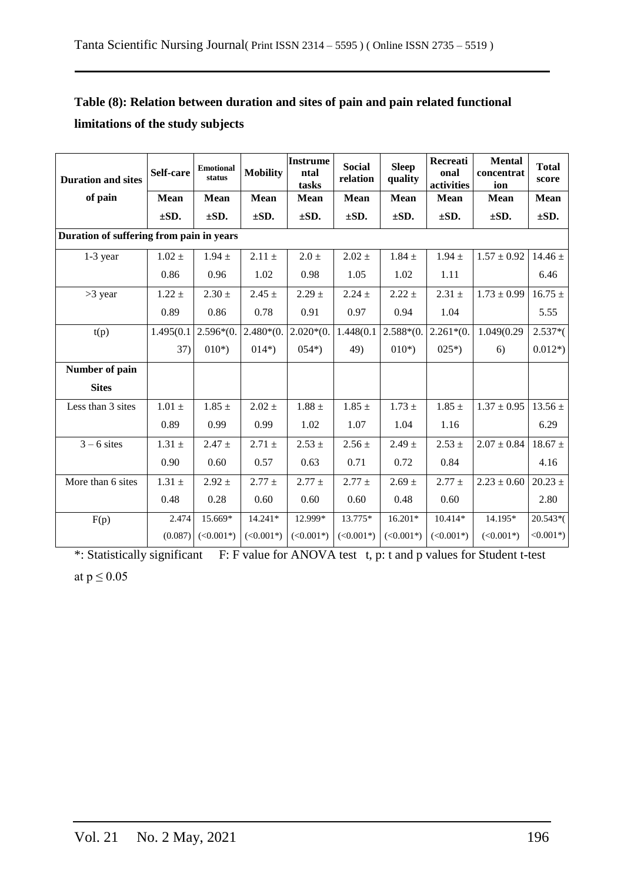**Table (8): Relation between duration and sites of pain and pain related functional limitations of the study subjects**

| Duration and sites of pain | Self-care | Emotional status | Mobility | Instrumental tasks | Social relation | Sleep quality | Recreational activities | Mental concentration | Total score |
|---|---|---|---|---|---|---|---|---|---|
| | Mean ±SD. | Mean ±SD. | Mean ±SD. | Mean ±SD. | Mean ±SD. | Mean ±SD. | Mean ±SD. | Mean ±SD. | Mean ±SD. |
| **Duration of suffering from pain in years** | | | | | | | | | |
| 1-3 year | 1.02 ± 0.86 | 1.94 ± 0.96 | 2.11 ± 1.02 | 2.0 ± 0.98 | 2.02 ± 1.05 | 1.84 ± 1.02 | 1.94 ± 1.11 | 1.57 ± 0.92 | 14.46 ± 6.46 |
| >3 year | 1.22 ± 0.89 | 2.30 ± 0.86 | 2.45 ± 0.78 | 2.29 ± 0.91 | 2.24 ± 0.97 | 2.22 ± 0.94 | 2.31 ± 1.04 | 1.73 ± 0.99 | 16.75 ± 5.55 |
| t(p) | 1.495(0.137) | 2.596*(0.010*) | 2.480*(0.014*) | 2.020*(0.054*) | 1.448(0.149) | 2.588*(0.010*) | 2.261*(0.025*) | 1.049(0.296) | 2.537*(0.012*) |
| **Number of pain Sites** | | | | | | | | | |
| Less than 3 sites | 1.01 ± 0.89 | 1.85 ± 0.99 | 2.02 ± 0.99 | 1.88 ± 1.02 | 1.85 ± 1.07 | 1.73 ± 1.04 | 1.85 ± 1.16 | 1.37 ± 0.95 | 13.56 ± 6.29 |
| 3 – 6 sites | 1.31 ± 0.90 | 2.47 ± 0.60 | 2.71 ± 0.57 | 2.53 ± 0.63 | 2.56 ± 0.71 | 2.49 ± 0.72 | 2.53 ± 0.84 | 2.07 ± 0.84 | 18.67 ± 4.16 |
| More than 6 sites | 1.31 ± 0.48 | 2.92 ± 0.28 | 2.77 ± 0.60 | 2.77 ± 0.60 | 2.77 ± 0.60 | 2.69 ± 0.48 | 2.77 ± 0.60 | 2.23 ± 0.60 | 20.23 ± 2.80 |
| F(p) | 2.474 (0.087) | 15.669* (<0.001*) | 14.241* (<0.001*) | 12.999* (<0.001*) | 13.775* (<0.001*) | 16.201* (<0.001*) | 10.414* (<0.001*) | 14.195* (<0.001*) | 20.543*(<0.001*) |

*: Statistically significant F: F value for ANOVA test t, p: t and p values for Student t-test at $p \leq 0.05$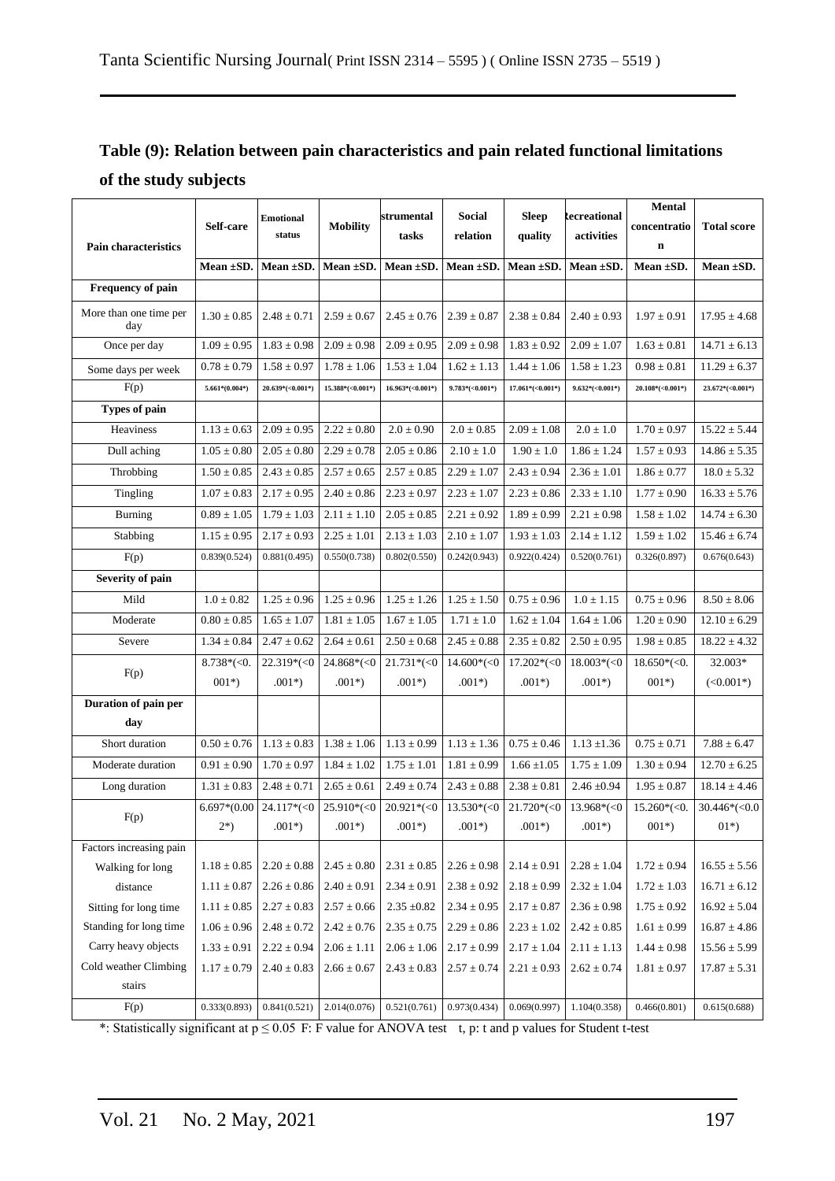## Table (9): Relation between pain characteristics and pain related functional limitations of the study subjects

| Pain characteristics | Self-care | Emotional status | Mobility | Instrumental tasks | Social relation | Sleep quality | Recreational activities | Mental concentration | Total score |
|---|---|---|---|---|---|---|---|---|---|
| | Mean ±SD. | Mean ±SD. | Mean ±SD. | Mean ±SD. | Mean ±SD. | Mean ±SD. | Mean ±SD. | Mean ±SD. | Mean ±SD. |
| **Frequency of pain** | | | | | | | | | |
| More than one time per day | 1.30 ± 0.85 | 2.48 ± 0.71 | 2.59 ± 0.67 | 2.45 ± 0.76 | 2.39 ± 0.87 | 2.38 ± 0.84 | 2.40 ± 0.93 | 1.97 ± 0.91 | 17.95 ± 4.68 |
| Once per day | 1.09 ± 0.95 | 1.83 ± 0.98 | 2.09 ± 0.98 | 2.09 ± 0.95 | 2.09 ± 0.98 | 1.83 ± 0.92 | 2.09 ± 1.07 | 1.63 ± 0.81 | 14.71 ± 6.13 |
| Some days per week | 0.78 ± 0.79 | 1.58 ± 0.97 | 1.78 ± 1.06 | 1.53 ± 1.04 | 1.62 ± 1.13 | 1.44 ± 1.06 | 1.58 ± 1.23 | 0.98 ± 0.81 | 11.29 ± 6.37 |
| F(p) | 5.661*(0.004*) | 20.639*(<0.001*) | 15.388*(<0.001*) | 16.963*(<0.001*) | 9.783*(<0.001*) | 17.061*(<0.001*) | 9.632*(<0.001*) | 20.108*(<0.001*) | 23.672*(<0.001*) |
| **Types of pain** | | | | | | | | | |
| Heaviness | 1.13 ± 0.63 | 2.09 ± 0.95 | 2.22 ± 0.80 | 2.0 ± 0.90 | 2.0 ± 0.85 | 2.09 ± 1.08 | 2.0 ± 1.0 | 1.70 ± 0.97 | 15.22 ± 5.44 |
| Dull aching | 1.05 ± 0.80 | 2.05 ± 0.80 | 2.29 ± 0.78 | 2.05 ± 0.86 | 2.10 ± 1.0 | 1.90 ± 1.0 | 1.86 ± 1.24 | 1.57 ± 0.93 | 14.86 ± 5.35 |
| Throbbing | 1.50 ± 0.85 | 2.43 ± 0.85 | 2.57 ± 0.65 | 2.57 ± 0.85 | 2.29 ± 1.07 | 2.43 ± 0.94 | 2.36 ± 1.01 | 1.86 ± 0.77 | 18.0 ± 5.32 |
| Tingling | 1.07 ± 0.83 | 2.17 ± 0.95 | 2.40 ± 0.86 | 2.23 ± 0.97 | 2.23 ± 1.07 | 2.23 ± 0.86 | 2.33 ± 1.10 | 1.77 ± 0.90 | 16.33 ± 5.76 |
| Burning | 0.89 ± 1.05 | 1.79 ± 1.03 | 2.11 ± 1.10 | 2.05 ± 0.85 | 2.21 ± 0.92 | 1.89 ± 0.99 | 2.21 ± 0.98 | 1.58 ± 1.02 | 14.74 ± 6.30 |
| Stabbing | 1.15 ± 0.95 | 2.17 ± 0.93 | 2.25 ± 1.01 | 2.13 ± 1.03 | 2.10 ± 1.07 | 1.93 ± 1.03 | 2.14 ± 1.12 | 1.59 ± 1.02 | 15.46 ± 6.74 |
| F(p) | 0.839(0.524) | 0.881(0.495) | 0.550(0.738) | 0.802(0.550) | 0.242(0.943) | 0.922(0.424) | 0.520(0.761) | 0.326(0.897) | 0.676(0.643) |
| **Severity of pain** | | | | | | | | | |
| Mild | 1.0 ± 0.82 | 1.25 ± 0.96 | 1.25 ± 0.96 | 1.25 ± 1.26 | 1.25 ± 1.50 | 0.75 ± 0.96 | 1.0 ± 1.15 | 0.75 ± 0.96 | 8.50 ± 8.06 |
| Moderate | 0.80 ± 0.85 | 1.65 ± 1.07 | 1.81 ± 1.05 | 1.67 ± 1.05 | 1.71 ± 1.0 | 1.62 ± 1.04 | 1.64 ± 1.06 | 1.20 ± 0.90 | 12.10 ± 6.29 |
| Severe | 1.34 ± 0.84 | 2.47 ± 0.62 | 2.64 ± 0.61 | 2.50 ± 0.68 | 2.45 ± 0.88 | 2.35 ± 0.82 | 2.50 ± 0.95 | 1.98 ± 0.85 | 18.22 ± 4.32 |
| F(p) | 8.738*(<0.001*) | 22.319*(<0.001*) | 24.868*(<0.001*) | 21.731*(<0.001*) | 14.600*(<0.001*) | 17.202*(<0.001*) | 18.003*(<0.001*) | 18.650*(<0.001*) | 32.003* (<0.001*) |
| **Duration of pain per day** | | | | | | | | | |
| Short duration | 0.50 ± 0.76 | 1.13 ± 0.83 | 1.38 ± 1.06 | 1.13 ± 0.99 | 1.13 ± 1.36 | 0.75 ± 0.46 | 1.13 ±1.36 | 0.75 ± 0.71 | 7.88 ± 6.47 |
| Moderate duration | 0.91 ± 0.90 | 1.70 ± 0.97 | 1.84 ± 1.02 | 1.75 ± 1.01 | 1.81 ± 0.99 | 1.66 ±1.05 | 1.75 ± 1.09 | 1.30 ± 0.94 | 12.70 ± 6.25 |
| Long duration | 1.31 ± 0.83 | 2.48 ± 0.71 | 2.65 ± 0.61 | 2.49 ± 0.74 | 2.43 ± 0.88 | 2.38 ± 0.81 | 2.46 ±0.94 | 1.95 ± 0.87 | 18.14 ± 4.46 |
| F(p) | 6.697*(0.002*) | 24.117*(<0.001*) | 25.910*(<0.001*) | 20.921*(<0.001*) | 13.530*(<0.001*) | 21.720*(<0.001*) | 13.968*(<0.001*) | 15.260*(<0.001*) | 30.446*(<0.001*) |
| Factors increasing pain | | | | | | | | | |
| Walking for long | 1.18 ± 0.85 | 2.20 ± 0.88 | 2.45 ± 0.80 | 2.31 ± 0.85 | 2.26 ± 0.98 | 2.14 ± 0.91 | 2.28 ± 1.04 | 1.72 ± 0.94 | 16.55 ± 5.56 |
| distance | 1.11 ± 0.87 | 2.26 ± 0.86 | 2.40 ± 0.91 | 2.34 ± 0.91 | 2.38 ± 0.92 | 2.18 ± 0.99 | 2.32 ± 1.04 | 1.72 ± 1.03 | 16.71 ± 6.12 |
| Sitting for long time | 1.11 ± 0.85 | 2.27 ± 0.83 | 2.57 ± 0.66 | 2.35 ±0.82 | 2.34 ± 0.95 | 2.17 ± 0.87 | 2.36 ± 0.98 | 1.75 ± 0.92 | 16.92 ± 5.04 |
| Standing for long time | 1.06 ± 0.96 | 2.48 ± 0.72 | 2.42 ± 0.76 | 2.35 ± 0.75 | 2.29 ± 0.86 | 2.23 ± 1.02 | 2.42 ± 0.85 | 1.61 ± 0.99 | 16.87 ± 4.86 |
| Carry heavy objects | 1.33 ± 0.91 | 2.22 ± 0.94 | 2.06 ± 1.11 | 2.06 ± 1.06 | 2.17 ± 0.99 | 2.17 ± 1.04 | 2.11 ± 1.13 | 1.44 ± 0.98 | 15.56 ± 5.99 |
| Cold weather Climbing stairs | 1.17 ± 0.79 | 2.40 ± 0.83 | 2.66 ± 0.67 | 2.43 ± 0.83 | 2.57 ± 0.74 | 2.21 ± 0.93 | 2.62 ± 0.74 | 1.81 ± 0.97 | 17.87 ± 5.31 |
| F(p) | 0.333(0.893) | 0.841(0.521) | 2.014(0.076) | 0.521(0.761) | 0.973(0.434) | 0.069(0.997) | 1.104(0.358) | 0.466(0.801) | 0.615(0.688) |

*: Statistically significant at p ≤ 0.05 F: F value for ANOVA test t, p: t and p values for Student t-test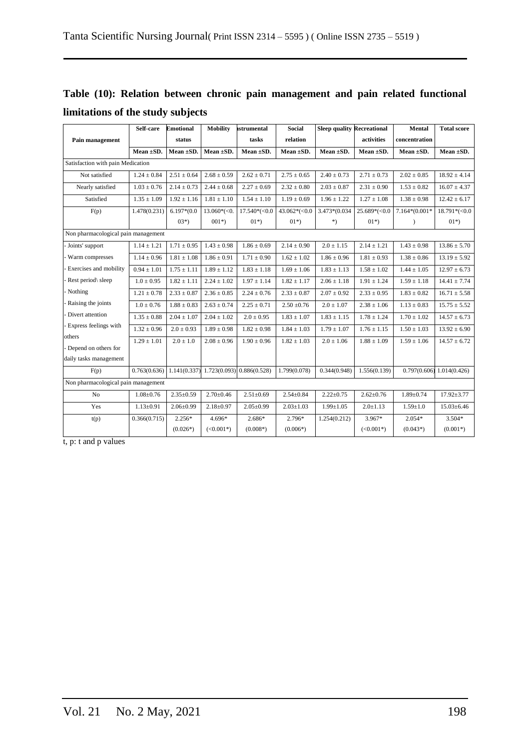## Table (10): Relation between chronic pain management and pain related functional limitations of the study subjects

| Pain management | Self-care | Emotional status | Mobility | Instrumental tasks | Social relation | Sleep quality | Recreational activities | Mental concentration | Total score |
|---|---|---|---|---|---|---|---|---|---|
| | Mean ±SD. | Mean ±SD. | Mean ±SD. | Mean ±SD. | Mean ±SD. | Mean ±SD. | Mean ±SD. | Mean ±SD. | Mean ±SD. |
| Satisfaction with pain Medication | | | | | | | | | |
| Not satisfied | 1.24 ± 0.84 | 2.51 ± 0.64 | 2.68 ± 0.59 | 2.62 ± 0.71 | 2.75 ± 0.65 | 2.40 ± 0.73 | 2.71 ± 0.73 | 2.02 ± 0.85 | 18.92 ± 4.14 |
| Nearly satisfied | 1.03 ± 0.76 | 2.14 ± 0.73 | 2.44 ± 0.68 | 2.27 ± 0.69 | 2.32 ± 0.80 | 2.03 ± 0.87 | 2.31 ± 0.90 | 1.53 ± 0.82 | 16.07 ± 4.37 |
| Satisfied | 1.35 ± 1.09 | 1.92 ± 1.16 | 1.81 ± 1.10 | 1.54 ± 1.10 | 1.19 ± 0.69 | 1.96 ± 1.22 | 1.27 ± 1.08 | 1.38 ± 0.98 | 12.42 ± 6.17 |
| F(p) | 1.478(0.231) | 6.197*(0.003*) | 13.060*(<0.001*) | 17.540*(<0.001*) | 43.062*(<0.001*) | 3.473*(0.034*) | 25.689*(<0.001*) | 7.164*(0.001*) | 18.791*(<0.001*) |
| Non pharmacological pain management | | | | | | | | | |
| - Joints' support | 1.14 ± 1.21 | 1.71 ± 0.95 | 1.43 ± 0.98 | 1.86 ± 0.69 | 2.14 ± 0.90 | 2.0 ± 1.15 | 2.14 ± 1.21 | 1.43 ± 0.98 | 13.86 ± 5.70 |
| - Warm compresses | 1.14 ± 0.96 | 1.81 ± 1.08 | 1.86 ± 0.91 | 1.71 ± 0.90 | 1.62 ± 1.02 | 1.86 ± 0.96 | 1.81 ± 0.93 | 1.38 ± 0.86 | 13.19 ± 5.92 |
| - Exercises and mobility | 0.94 ± 1.01 | 1.75 ± 1.11 | 1.89 ± 1.12 | 1.83 ± 1.18 | 1.69 ± 1.06 | 1.83 ± 1.13 | 1.58 ± 1.02 | 1.44 ± 1.05 | 12.97 ± 6.73 |
| - Rest period\ sleep | 1.0 ± 0.95 | 1.82 ± 1.11 | 2.24 ± 1.02 | 1.97 ± 1.14 | 1.82 ± 1.17 | 2.06 ± 1.18 | 1.91 ± 1.24 | 1.59 ± 1.18 | 14.41 ± 7.74 |
| - Nothing | 1.21 ± 0.78 | 2.33 ± 0.87 | 2.36 ± 0.85 | 2.24 ± 0.76 | 2.33 ± 0.87 | 2.07 ± 0.92 | 2.33 ± 0.95 | 1.83 ± 0.82 | 16.71 ± 5.58 |
| - Raising the joints | 1.0 ± 0.76 | 1.88 ± 0.83 | 2.63 ± 0.74 | 2.25 ± 0.71 | 2.50 ±0.76 | 2.0 ± 1.07 | 2.38 ± 1.06 | 1.13 ± 0.83 | 15.75 ± 5.52 |
| - Divert attention | 1.35 ± 0.88 | 2.04 ± 1.07 | 2.04 ± 1.02 | 2.0 ± 0.95 | 1.83 ± 1.07 | 1.83 ± 1.15 | 1.78 ± 1.24 | 1.70 ± 1.02 | 14.57 ± 6.73 |
| - Express feelings with others | 1.32 ± 0.96 | 2.0 ± 0.93 | 1.89 ± 0.98 | 1.82 ± 0.98 | 1.84 ± 1.03 | 1.79 ± 1.07 | 1.76 ± 1.15 | 1.50 ± 1.03 | 13.92 ± 6.90 |
| - Depend on others for daily tasks management | 1.29 ± 1.01 | 2.0 ± 1.0 | 2.08 ± 0.96 | 1.90 ± 0.96 | 1.82 ± 1.03 | 2.0 ± 1.06 | 1.88 ± 1.09 | 1.59 ± 1.06 | 14.57 ± 6.72 |
| F(p) | 0.763(0.636) | 1.141(0.337) | 1.723(0.093) | 0.886(0.528) | 1.799(0.078) | 0.344(0.948) | 1.556(0.139) | 0.797(0.606) | 1.014(0.426) |
| Non pharmacological pain management | | | | | | | | | |
| No | 1.08±0.76 | 2.35±0.59 | 2.70±0.46 | 2.51±0.69 | 2.54±0.84 | 2.22±0.75 | 2.62±0.76 | 1.89±0.74 | 17.92±3.77 |
| Yes | 1.13±0.91 | 2.06±0.99 | 2.18±0.97 | 2.05±0.99 | 2.03±1.03 | 1.99±1.05 | 2.0±1.13 | 1.59±1.0 | 15.03±6.46 |
| t(p) | 0.366(0.715) | 2.256* (0.026*) | 4.696* (<0.001*) | 2.686* (0.008*) | 2.796* (0.006*) | 1.254(0.212) | 3.967* (<0.001*) | 2.054* (0.043*) | 3.504* (0.001*) |

t, p: t and p values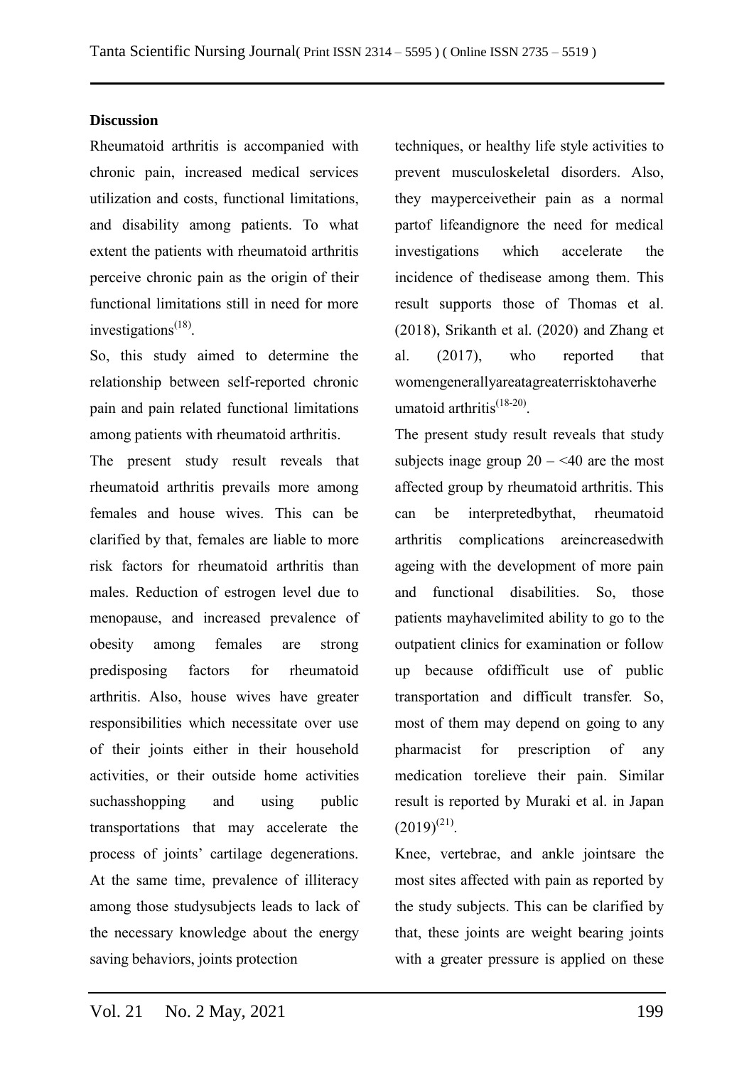## Discussion

Rheumatoid arthritis is accompanied with chronic pain, increased medical services utilization and costs, functional limitations, and disability among patients. To what extent the patients with rheumatoid arthritis perceive chronic pain as the origin of their functional limitations still in need for more investigations[(18)].

So, this study aimed to determine the relationship between self-reported chronic pain and pain related functional limitations among patients with rheumatoid arthritis.

The present study result reveals that rheumatoid arthritis prevails more among females and house wives. This can be clarified by that, females are liable to more risk factors for rheumatoid arthritis than males. Reduction of estrogen level due to menopause, and increased prevalence of obesity among females are strong predisposing factors for rheumatoid arthritis. Also, house wives have greater responsibilities which necessitate over use of their joints either in their household activities, or their outside home activities suchasshopping and using public transportations that may accelerate the process of joints' cartilage degenerations. At the same time, prevalence of illiteracy among those studysubjects leads to lack of the necessary knowledge about the energy saving behaviors, joints protection techniques, or healthy life style activities to prevent musculoskeletal disorders. Also, they mayperceivetheir pain as a normal partof lifeandignore the need for medical investigations which accelerate the incidence of thedisease among them. This result supports those of Thomas et al. (2018), Srikanth et al. (2020) and Zhang et al. (2017), who reported that womengenerallyareatagreaterrisktohaverheumatoid arthritis[(18-20)].

The present study result reveals that study subjects inage group 20 – <40 are the most affected group by rheumatoid arthritis. This can be interpretedbythat, rheumatoid arthritis complications areincreasedwith ageing with the development of more pain and functional disabilities. So, those patients mayhavelimited ability to go to the outpatient clinics for examination or follow up because ofdifficult use of public transportation and difficult transfer. So, most of them may depend on going to any pharmacist for prescription of any medication torelieve their pain. Similar result is reported by Muraki et al. in Japan (2019)[(21)].

Knee, vertebrae, and ankle jointsare the most sites affected with pain as reported by the study subjects. This can be clarified by that, these joints are weight bearing joints with a greater pressure is applied on these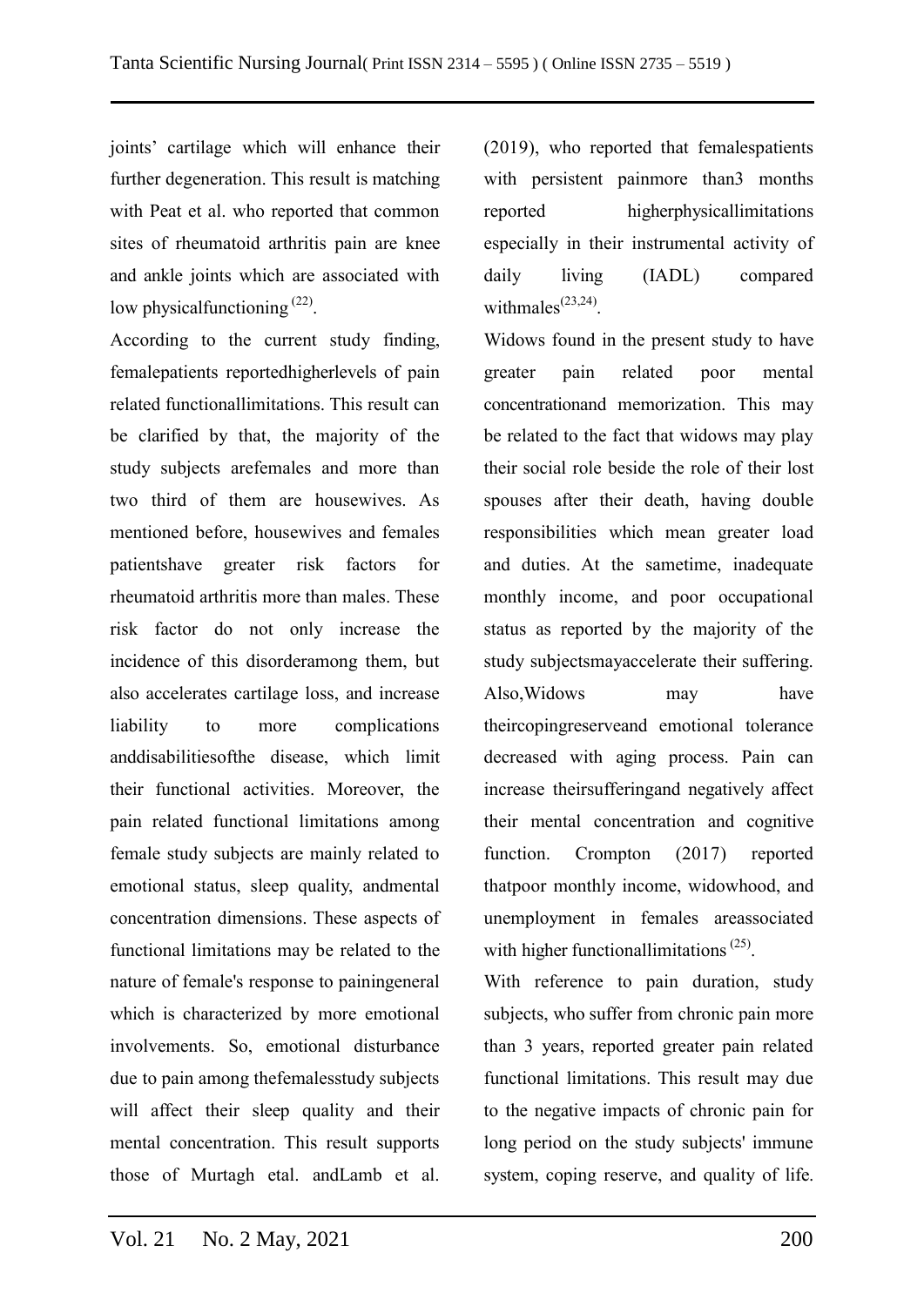joints' cartilage which will enhance their further degeneration. This result is matching with Peat et al. who reported that common sites of rheumatoid arthritis pain are knee and ankle joints which are associated with low physicalfunctioning [22].

According to the current study finding, femalepatients reportedhigherlevels of pain related functionallimitations. This result can be clarified by that, the majority of the study subjects arefemales and more than two third of them are housewives. As mentioned before, housewives and females patientshave greater risk factors for rheumatoid arthritis more than males. These risk factor do not only increase the incidence of this disorderamong them, but also accelerates cartilage loss, and increase liability to more complications anddisabilitiesofthe disease, which limit their functional activities. Moreover, the pain related functional limitations among female study subjects are mainly related to emotional status, sleep quality, andmental concentration dimensions. These aspects of functional limitations may be related to the nature of female's response to painingeneral which is characterized by more emotional involvements. So, emotional disturbance due to pain among thefemalesstudy subjects will affect their sleep quality and their mental concentration. This result supports those of Murtagh etal. andLamb et al. (2019), who reported that femalespatients with persistent painmore than3 months reported higherphysicallimitations especially in their instrumental activity of daily living (IADL) compared withmales[23,24].

Widows found in the present study to have greater pain related poor mental concentrationand memorization. This may be related to the fact that widows may play their social role beside the role of their lost spouses after their death, having double responsibilities which mean greater load and duties. At the sametime, inadequate monthly income, and poor occupational status as reported by the majority of the study subjectsmayaccelerate their suffering. Also,Widows may have theircopingreserveand emotional tolerance decreased with aging process. Pain can increase theirsufferingand negatively affect their mental concentration and cognitive function. Crompton (2017) reported thatpoor monthly income, widowhood, and unemployment in females areassociated with higher functionallimitations [25].

With reference to pain duration, study subjects, who suffer from chronic pain more than 3 years, reported greater pain related functional limitations. This result may due to the negative impacts of chronic pain for long period on the study subjects' immune system, coping reserve, and quality of life.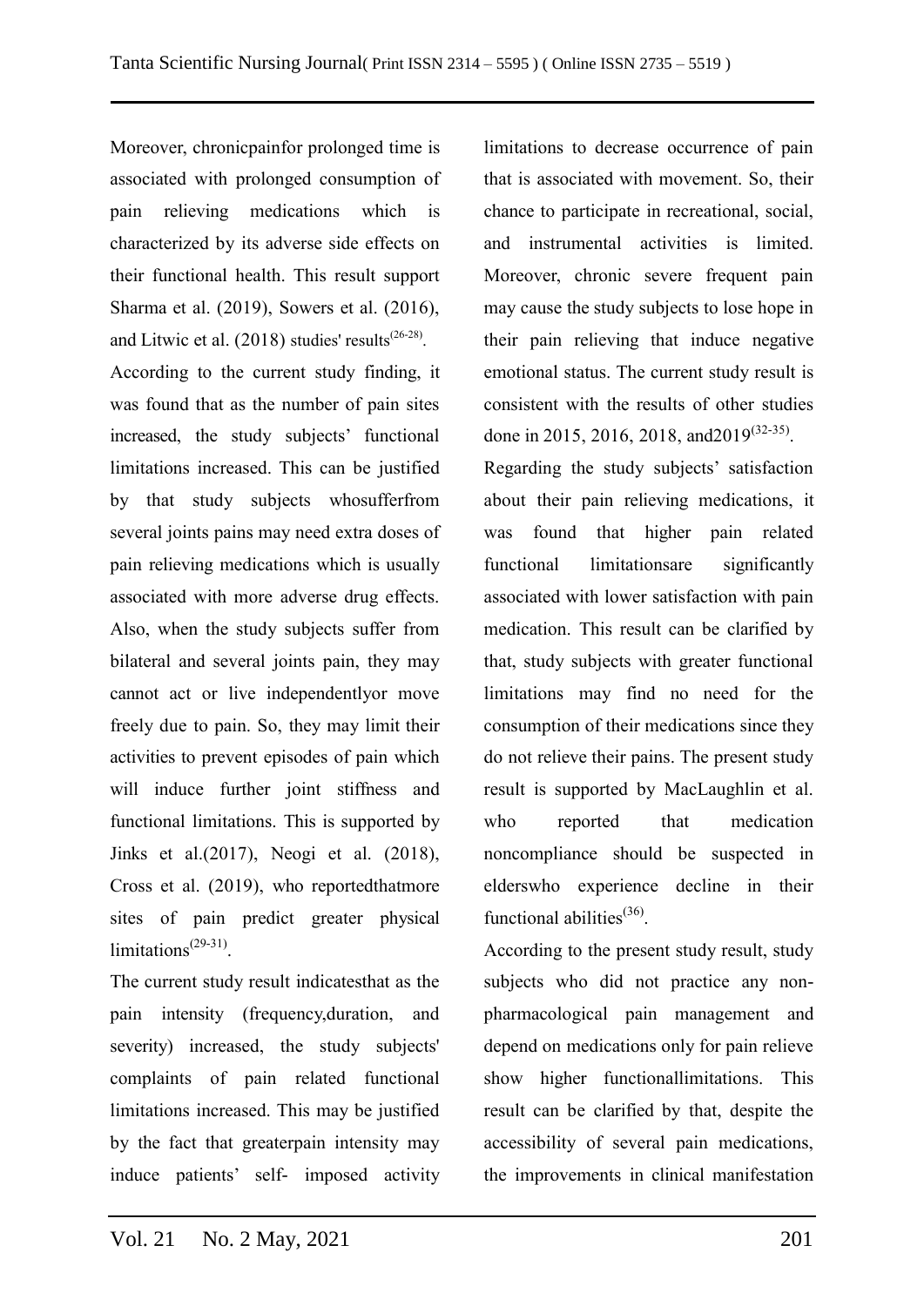Moreover, chronicpainfor prolonged time is associated with prolonged consumption of pain relieving medications which is characterized by its adverse side effects on their functional health. This result support Sharma et al. (2019), Sowers et al. (2016), and Litwic et al. (2018) studies' results[26-28].

According to the current study finding, it was found that as the number of pain sites increased, the study subjects' functional limitations increased. This can be justified by that study subjects whosufferfrom several joints pains may need extra doses of pain relieving medications which is usually associated with more adverse drug effects. Also, when the study subjects suffer from bilateral and several joints pain, they may cannot act or live independentlyor move freely due to pain. So, they may limit their activities to prevent episodes of pain which will induce further joint stiffness and functional limitations. This is supported by Jinks et al.(2017), Neogi et al. (2018), Cross et al. (2019), who reportedthatmore sites of pain predict greater physical limitations[29-31].

The current study result indicatesthat as the pain intensity (frequency,duration, and severity) increased, the study subjects' complaints of pain related functional limitations increased. This may be justified by the fact that greaterpain intensity may induce patients' self- imposed activity limitations to decrease occurrence of pain that is associated with movement. So, their chance to participate in recreational, social, and instrumental activities is limited. Moreover, chronic severe frequent pain may cause the study subjects to lose hope in their pain relieving that induce negative emotional status. The current study result is consistent with the results of other studies done in 2015, 2016, 2018, and2019[32-35].

Regarding the study subjects' satisfaction about their pain relieving medications, it was found that higher pain related functional limitationsare significantly associated with lower satisfaction with pain medication. This result can be clarified by that, study subjects with greater functional limitations may find no need for the consumption of their medications since they do not relieve their pains. The present study result is supported by MacLaughlin et al. who reported that medication noncompliance should be suspected in elderswho experience decline in their functional abilities[36].

According to the present study result, study subjects who did not practice any non-pharmacological pain management and depend on medications only for pain relieve show higher functionallimitations. This result can be clarified by that, despite the accessibility of several pain medications, the improvements in clinical manifestation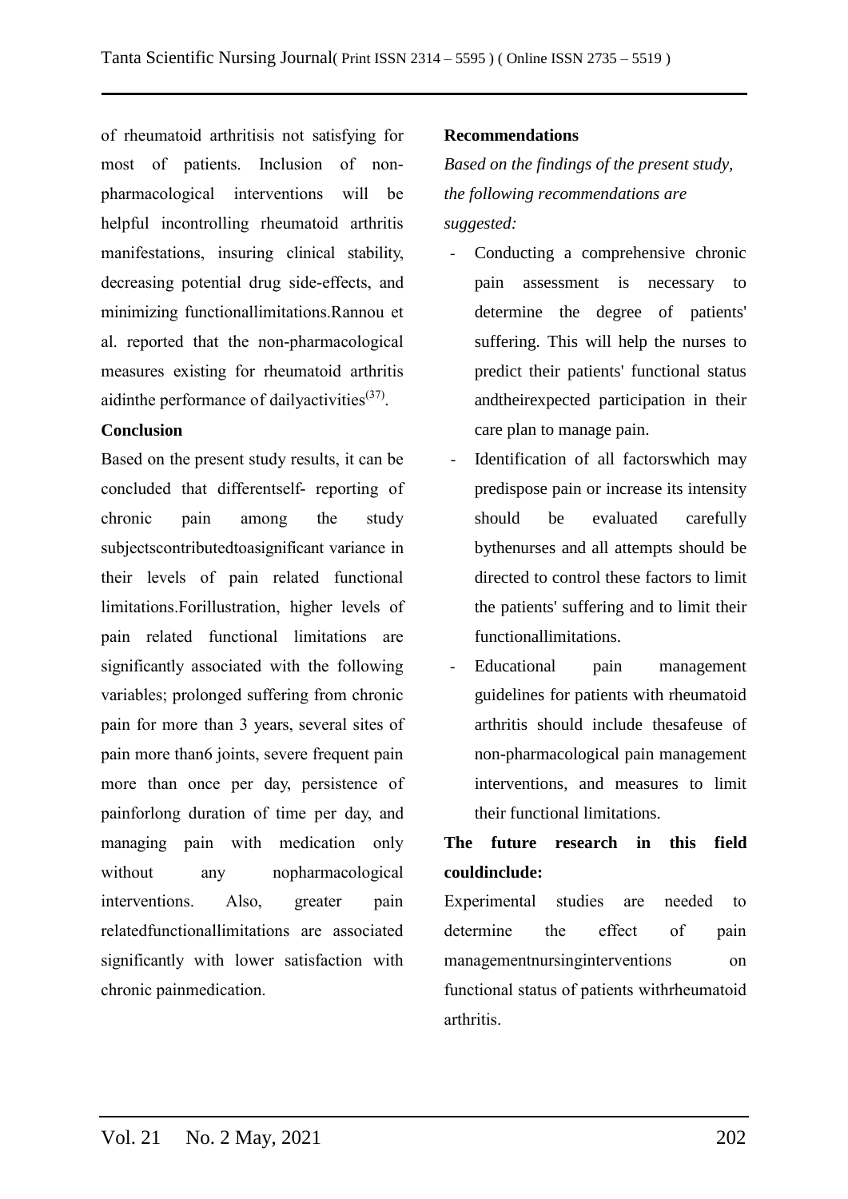of rheumatoid arthritisis not satisfying for most of patients. Inclusion of non-pharmacological interventions will be helpful incontrolling rheumatoid arthritis manifestations, insuring clinical stability, decreasing potential drug side-effects, and minimizing functionallimitations.Rannou et al. reported that the non-pharmacological measures existing for rheumatoid arthritis aidinthe performance of dailyactivities[37].

**Conclusion**

Based on the present study results, it can be concluded that differentself- reporting of chronic pain among the study subjectscontributedtoasignificant variance in their levels of pain related functional limitations.Forillustration, higher levels of pain related functional limitations are significantly associated with the following variables; prolonged suffering from chronic pain for more than 3 years, several sites of pain more than6 joints, severe frequent pain more than once per day, persistence of painforlong duration of time per day, and managing pain with medication only without any nopharmacological interventions. Also, greater pain relatedfunctionallimitations are associated significantly with lower satisfaction with chronic painmedication.

**Recommendations**

*Based on the findings of the present study, the following recommendations are suggested:*

- Conducting a comprehensive chronic pain assessment is necessary to determine the degree of patients' suffering. This will help the nurses to predict their patients' functional status andtheirexpected participation in their care plan to manage pain.
- Identification of all factorswhich may predispose pain or increase its intensity should be evaluated carefully bythenurses and all attempts should be directed to control these factors to limit the patients' suffering and to limit their functionallimitations.
- Educational pain management guidelines for patients with rheumatoid arthritis should include thesafeuse of non-pharmacological pain management interventions, and measures to limit their functional limitations.

**The future research in this field couldinclude:**

Experimental studies are needed to determine the effect of pain managementnursinginterventions on functional status of patients withrheumatoid arthritis.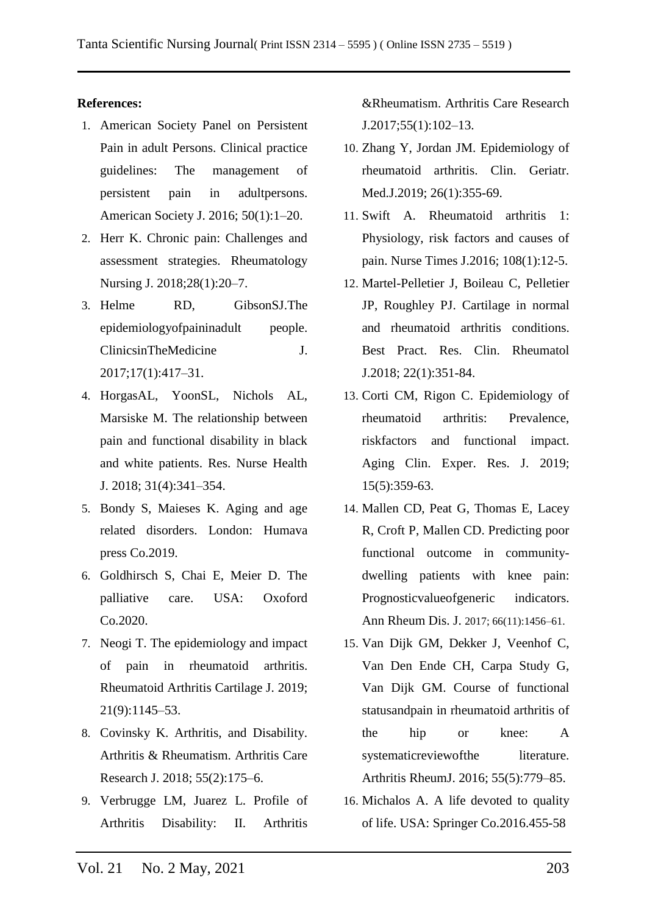**References:**

1. American Society Panel on Persistent Pain in adult Persons. Clinical practice guidelines: The management of persistent pain in adultpersons. American Society J. 2016; 50(1):1–20.
2. Herr K. Chronic pain: Challenges and assessment strategies. Rheumatology Nursing J. 2018;28(1):20–7.
3. Helme RD, GibsonSJ.The epidemiologyofpaininadult people. ClinicsinTheMedicine J. 2017;17(1):417–31.
4. HorgasAL, YoonSL, Nichols AL, Marsiske M. The relationship between pain and functional disability in black and white patients. Res. Nurse Health J. 2018; 31(4):341–354.
5. Bondy S, Maieses K. Aging and age related disorders. London: Humava press Co.2019.
6. Goldhirsch S, Chai E, Meier D. The palliative care. USA: Oxoford Co.2020.
7. Neogi T. The epidemiology and impact of pain in rheumatoid arthritis. Rheumatoid Arthritis Cartilage J. 2019; 21(9):1145–53.
8. Covinsky K. Arthritis, and Disability. Arthritis & Rheumatism. Arthritis Care Research J. 2018; 55(2):175–6.
9. Verbrugge LM, Juarez L. Profile of Arthritis Disability: II. Arthritis &Rheumatism. Arthritis Care Research J.2017;55(1):102–13.
10. Zhang Y, Jordan JM. Epidemiology of rheumatoid arthritis. Clin. Geriatr. Med.J.2019; 26(1):355-69.
11. Swift A. Rheumatoid arthritis 1: Physiology, risk factors and causes of pain. Nurse Times J.2016; 108(1):12-5.
12. Martel-Pelletier J, Boileau C, Pelletier JP, Roughley PJ. Cartilage in normal and rheumatoid arthritis conditions. Best Pract. Res. Clin. Rheumatol J.2018; 22(1):351-84.
13. Corti CM, Rigon C. Epidemiology of rheumatoid arthritis: Prevalence, riskfactors and functional impact. Aging Clin. Exper. Res. J. 2019; 15(5):359-63.
14. Mallen CD, Peat G, Thomas E, Lacey R, Croft P, Mallen CD. Predicting poor functional outcome in community-dwelling patients with knee pain: Prognosticvalueofgeneric indicators. Ann Rheum Dis. J. 2017; 66(11):1456–61.
15. Van Dijk GM, Dekker J, Veenhof C, Van Den Ende CH, Carpa Study G, Van Dijk GM. Course of functional statusandpain in rheumatoid arthritis of the hip or knee: A systematicreviewofthe literature. Arthritis RheumJ. 2016; 55(5):779–85.
16. Michalos A. A life devoted to quality of life. USA: Springer Co.2016.455-58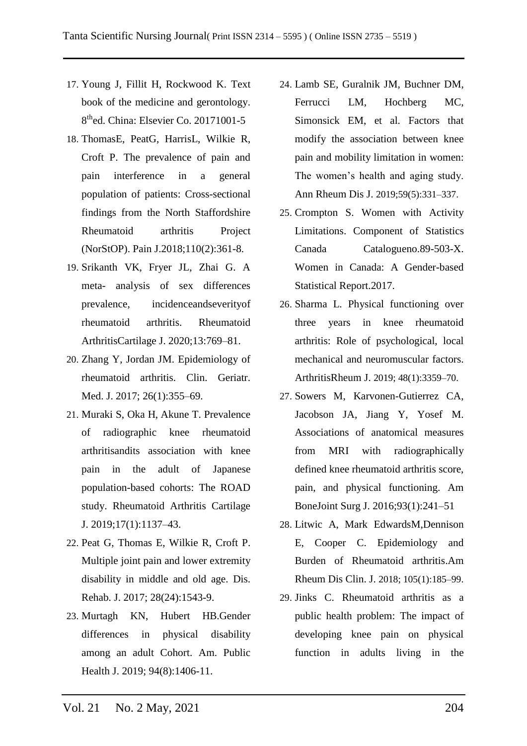17. Young J, Fillit H, Rockwood K. Text book of the medicine and gerontology. 8thed. China: Elsevier Co. 20171001-5
18. ThomasE, PeatG, HarrisL, Wilkie R, Croft P. The prevalence of pain and pain interference in a general population of patients: Cross-sectional findings from the North Staffordshire Rheumatoid arthritis Project (NorStOP). Pain J.2018;110(2):361-8.
19. Srikanth VK, Fryer JL, Zhai G. A meta- analysis of sex differences prevalence, incidenceandseverityof rheumatoid arthritis. Rheumatoid ArthritisCartilage J. 2020;13:769–81.
20. Zhang Y, Jordan JM. Epidemiology of rheumatoid arthritis. Clin. Geriatr. Med. J. 2017; 26(1):355–69.
21. Muraki S, Oka H, Akune T. Prevalence of radiographic knee rheumatoid arthritisandits association with knee pain in the adult of Japanese population-based cohorts: The ROAD study. Rheumatoid Arthritis Cartilage J. 2019;17(1):1137–43.
22. Peat G, Thomas E, Wilkie R, Croft P. Multiple joint pain and lower extremity disability in middle and old age. Dis. Rehab. J. 2017; 28(24):1543-9.
23. Murtagh KN, Hubert HB.Gender differences in physical disability among an adult Cohort. Am. Public Health J. 2019; 94(8):1406-11.
24. Lamb SE, Guralnik JM, Buchner DM, Ferrucci LM, Hochberg MC, Simonsick EM, et al. Factors that modify the association between knee pain and mobility limitation in women: The women's health and aging study. Ann Rheum Dis J. 2019;59(5):331–337.
25. Crompton S. Women with Activity Limitations. Component of Statistics Canada Catalogueno.89-503-X. Women in Canada: A Gender-based Statistical Report.2017.
26. Sharma L. Physical functioning over three years in knee rheumatoid arthritis: Role of psychological, local mechanical and neuromuscular factors. ArthritisRheum J. 2019; 48(1):3359–70.
27. Sowers M, Karvonen-Gutierrez CA, Jacobson JA, Jiang Y, Yosef M. Associations of anatomical measures from MRI with radiographically defined knee rheumatoid arthritis score, pain, and physical functioning. Am BoneJoint Surg J. 2016;93(1):241–51
28. Litwic A, Mark EdwardsM,Dennison E, Cooper C. Epidemiology and Burden of Rheumatoid arthritis.Am Rheum Dis Clin. J. 2018; 105(1):185–99.
29. Jinks C. Rheumatoid arthritis as a public health problem: The impact of developing knee pain on physical function in adults living in the